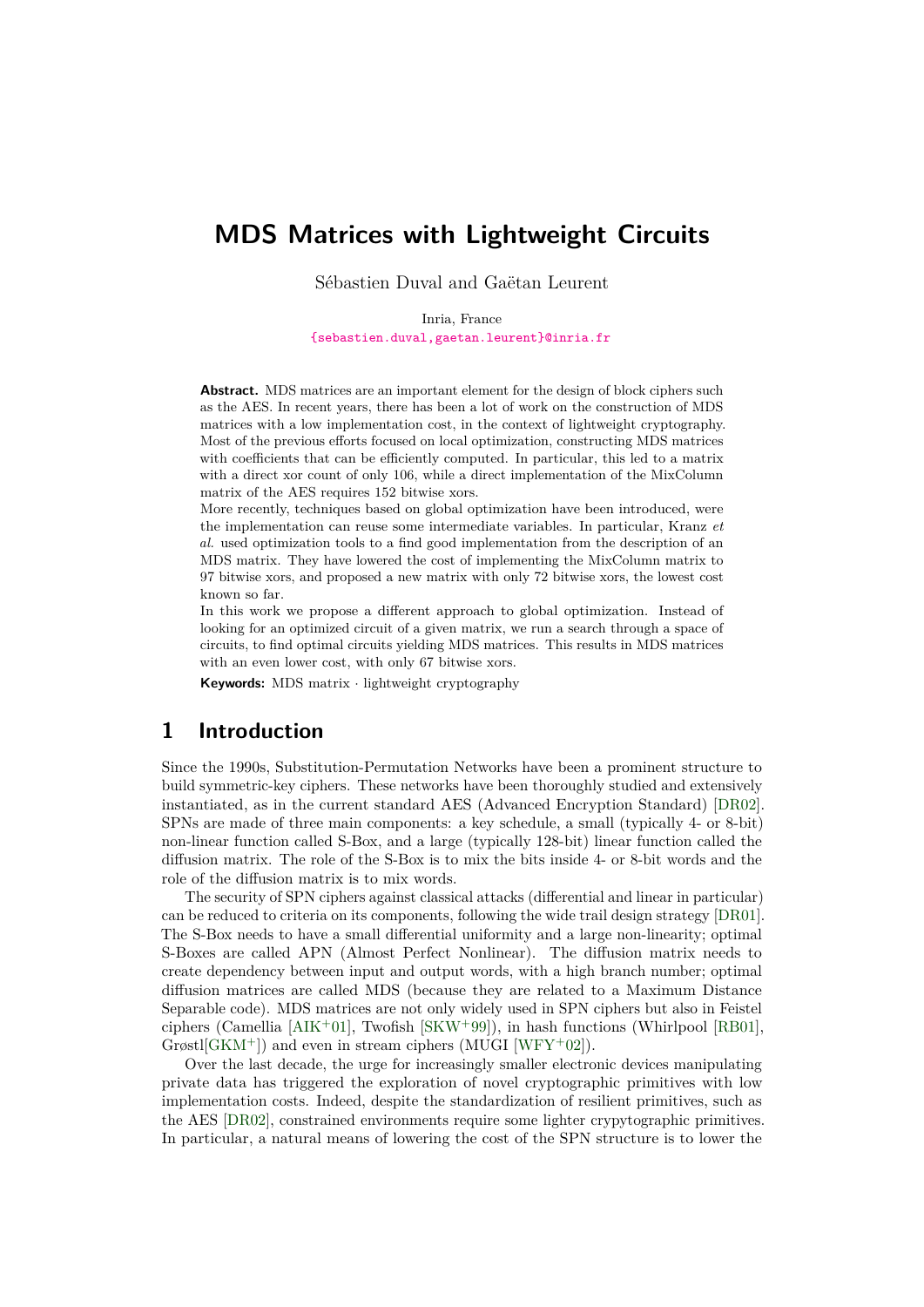# MDS Matrices with Lightweight Circuits

Sébastien Duval and Gaëtan Leurent

Inria, France

{sebastien.duval,gaetan.leurent}@inria.fr

**Abstract.** MDS matrices are an important element for the design of block ciphers such as the AES. In recent years, there has been a lot of work on the construction of MDS matrices with a low implementation cost, in the context of lightweight cryptography. Most of the previous efforts focused on local optimization, constructing MDS matrices with coefficients that can be efficiently computed. In particular, this led to a matrix with a direct xor count of only 106, while a direct implementation of the MixColumn matrix of the AES requires 152 bitwise xors.

More recently, techniques based on global optimization have been introduced, were the implementation can reuse some intermediate variables. In particular, Kranz *et al.* used optimization tools to a find good implementation from the description of an MDS matrix. They have lowered the cost of implementing the MixColumn matrix to 97 bitwise xors, and proposed a new matrix with only 72 bitwise xors, the lowest cost known so far.

In this work we propose a different approach to global optimization. Instead of looking for an optimized circuit of a given matrix, we run a search through a space of circuits, to find optimal circuits yielding MDS matrices. This results in MDS matrices with an even lower cost, with only 67 bitwise xors.

**Keywords:** MDS matrix · lightweight cryptography

## 1 Introduction

Since the 1990s, Substitution-Permutation Networks have been a prominent structure to build symmetric-key ciphers. These networks have been thoroughly studied and extensively instantiated, as in the current standard AES (Advanced Encryption Standard) [DR02]. SPNs are made of three main components: a key schedule, a small (typically 4- or 8-bit) non-linear function called S-Box, and a large (typically 128-bit) linear function called the diffusion matrix. The role of the S-Box is to mix the bits inside 4- or 8-bit words and the role of the diffusion matrix is to mix words.

The security of SPN ciphers against classical attacks (differential and linear in particular) can be reduced to criteria on its components, following the wide trail design strategy [DR01]. The S-Box needs to have a small differential uniformity and a large non-linearity; optimal S-Boxes are called APN (Almost Perfect Nonlinear). The diffusion matrix needs to create dependency between input and output words, with a high branch number; optimal diffusion matrices are called MDS (because they are related to a Maximum Distance Separable code). MDS matrices are not only widely used in SPN ciphers but also in Feistel ciphers (Camellia [AIK+01], Twofish [SKW+99]), in hash functions (Whirlpool [RB01], Grøstl[GKM+]) and even in stream ciphers (MUGI [WFY+02]).

Over the last decade, the urge for increasingly smaller electronic devices manipulating private data has triggered the exploration of novel cryptographic primitives with low implementation costs. Indeed, despite the standardization of resilient primitives, such as the AES [DR02], constrained environments require some lighter crypytographic primitives. In particular, a natural means of lowering the cost of the SPN structure is to lower the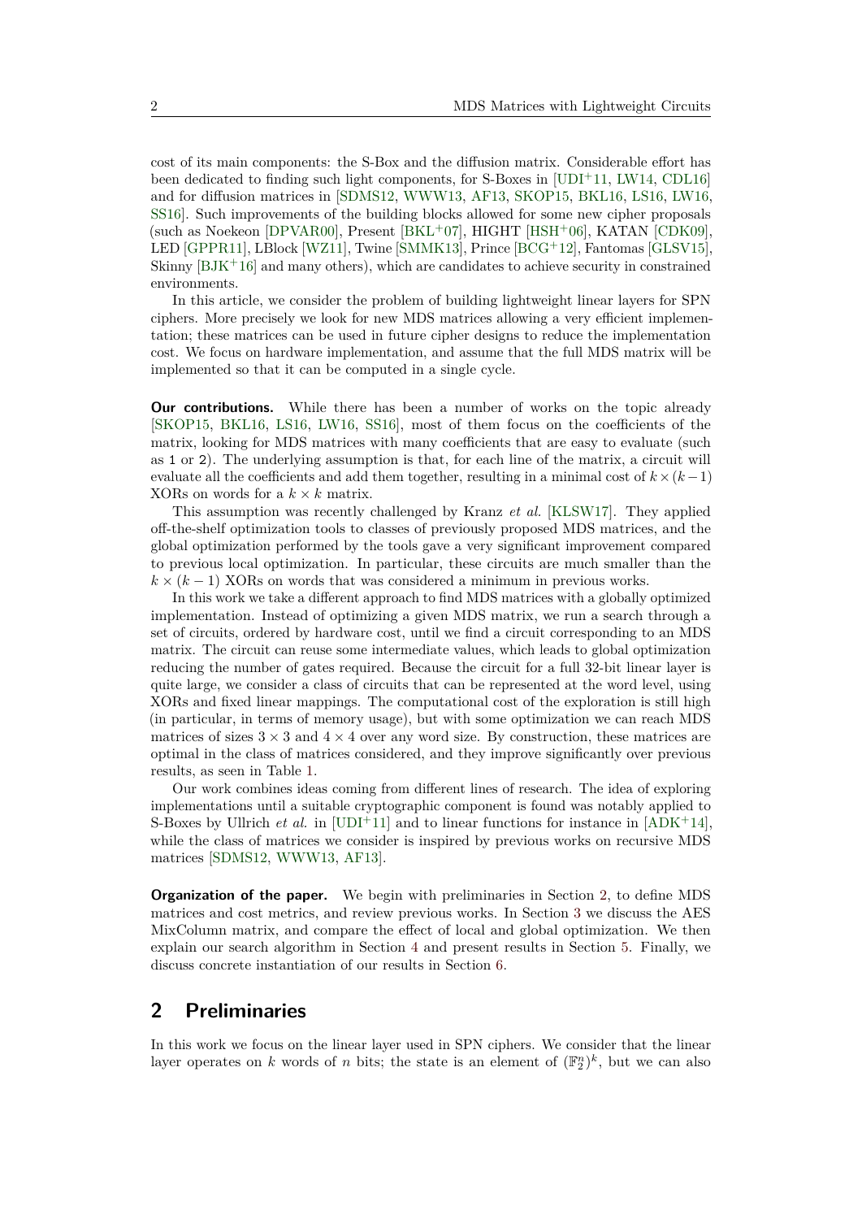cost of its main components: the S-Box and the diffusion matrix. Considerable effort has been dedicated to finding such light components, for S-Boxes in [UDI+11, LW14, CDL16] and for diffusion matrices in [SDMS12, WWW13, AF13, SKOP15, BKL16, LS16, LW16, SS16]. Such improvements of the building blocks allowed for some new cipher proposals (such as Noekeon [DPVAR00], Present [BKL+07], HIGHT [HSH+06], KATAN [CDK09], LED [GPPR11], LBlock [WZ11], Twine [SMMK13], Prince [BCG+12], Fantomas [GLSV15], Skinny [BJK+16] and many others), which are candidates to achieve security in constrained environments.

In this article, we consider the problem of building lightweight linear layers for SPN ciphers. More precisely we look for new MDS matrices allowing a very efficient implementation; these matrices can be used in future cipher designs to reduce the implementation cost. We focus on hardware implementation, and assume that the full MDS matrix will be implemented so that it can be computed in a single cycle.

**Our contributions.** While there has been a number of works on the topic already [SKOP15, BKL16, LS16, LW16, SS16], most of them focus on the coefficients of the matrix, looking for MDS matrices with many coefficients that are easy to evaluate (such as 1 or 2). The underlying assumption is that, for each line of the matrix, a circuit will evaluate all the coefficients and add them together, resulting in a minimal cost of $k \times (k-1)$ XORs on words for a $k \times k$ matrix.

This assumption was recently challenged by Kranz *et al.* [KLSW17]. They applied off-the-shelf optimization tools to classes of previously proposed MDS matrices, and the global optimization performed by the tools gave a very significant improvement compared to previous local optimization. In particular, these circuits are much smaller than the $k \times (k-1)$ XORs on words that was considered a minimum in previous works.

In this work we take a different approach to find MDS matrices with a globally optimized implementation. Instead of optimizing a given MDS matrix, we run a search through a set of circuits, ordered by hardware cost, until we find a circuit corresponding to an MDS matrix. The circuit can reuse some intermediate values, which leads to global optimization reducing the number of gates required. Because the circuit for a full 32-bit linear layer is quite large, we consider a class of circuits that can be represented at the word level, using XORs and fixed linear mappings. The computational cost of the exploration is still high (in particular, in terms of memory usage), but with some optimization we can reach MDS matrices of sizes $3 \times 3$ and $4 \times 4$ over any word size. By construction, these matrices are optimal in the class of matrices considered, and they improve significantly over previous results, as seen in Table 1.

Our work combines ideas coming from different lines of research. The idea of exploring implementations until a suitable cryptographic component is found was notably applied to S-Boxes by Ullrich *et al.* in [UDI+11] and to linear functions for instance in [ADK+14], while the class of matrices we consider is inspired by previous works on recursive MDS matrices [SDMS12, WWW13, AF13].

**Organization of the paper.** We begin with preliminaries in Section 2, to define MDS matrices and cost metrics, and review previous works. In Section 3 we discuss the AES MixColumn matrix, and compare the effect of local and global optimization. We then explain our search algorithm in Section 4 and present results in Section 5. Finally, we discuss concrete instantiation of our results in Section 6.

## 2 Preliminaries

In this work we focus on the linear layer used in SPN ciphers. We consider that the linear layer operates on $k$ words of $n$ bits; the state is an element of $(\mathbb{F}_2^n)^k$, but we can also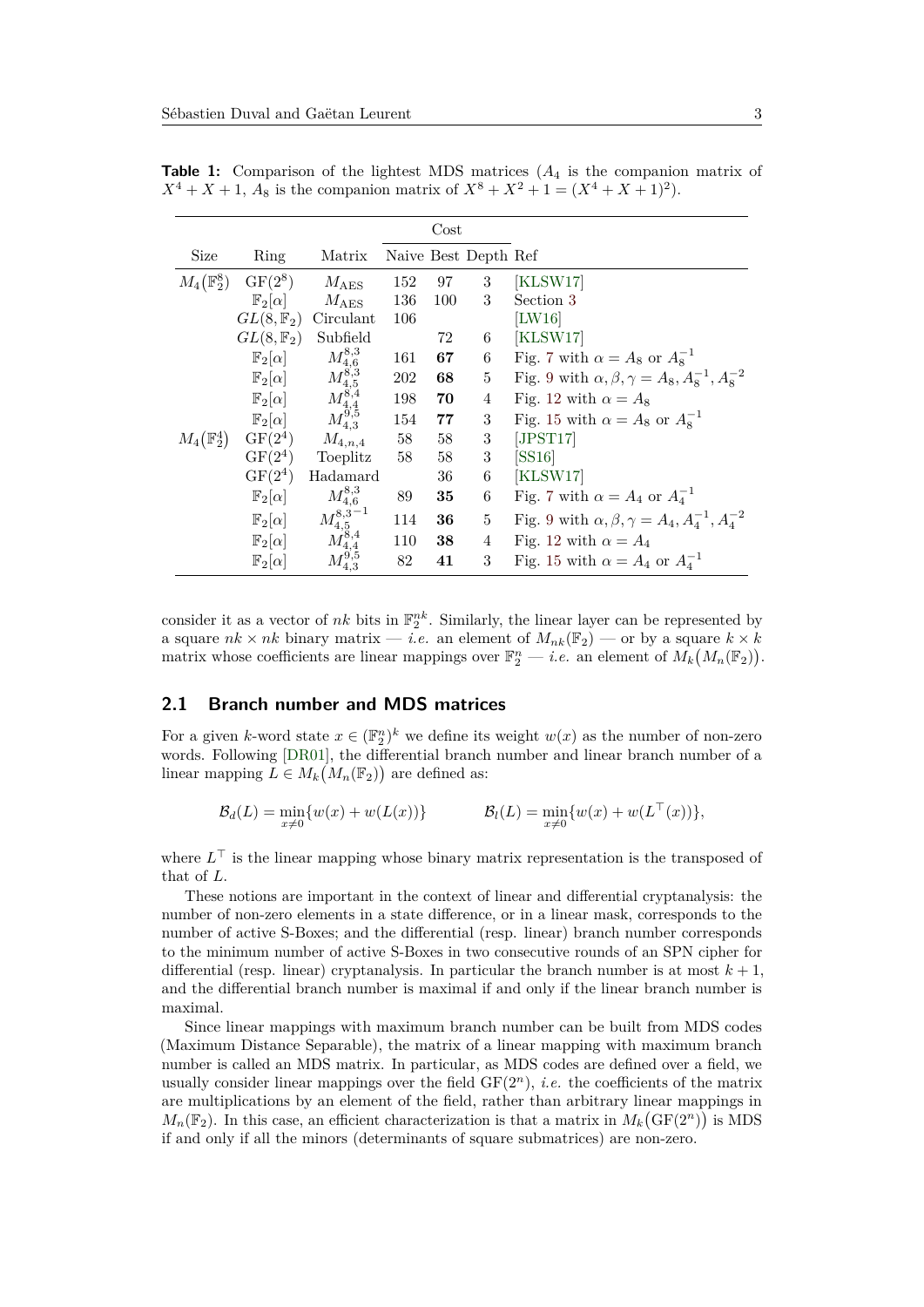**Table 1:** Comparison of the lightest MDS matrices ($A_4$ is the companion matrix of $X^4+X+1$, $A_8$ is the companion matrix of $X^8+X^2+1=(X^4+X+1)^2$).

| Size | Ring | Matrix | Cost | | | Ref |
|---|---|---|---|---|---|---|
| | | | Naive | Best | Depth | |
| $M_4(\mathbb{F}_2^8)$ | $\mathrm{GF}(2^8)$ | $M_{\mathrm{AES}}$ | 152 | 97 | 3 | [KLSW17] |
| | $\mathbb{F}_2[\alpha]$ | $M_{\mathrm{AES}}$ | 136 | 100 | 3 | Section 3 |
| | $GL(8,\mathbb{F}_2)$ | Circulant | 106 | | | [LW16] |
| | $GL(8,\mathbb{F}_2)$ | Subfield | | 72 | 6 | [KLSW17] |
| | $\mathbb{F}_2[\alpha]$ | $M_{4,6}^{8,3}$ | 161 | **67** | 6 | Fig. 7 with $\alpha = A_8$ or $A_8^{-1}$ |
| | $\mathbb{F}_2[\alpha]$ | $M_{4,5}^{8,3}$ | 202 | **68** | 5 | Fig. 9 with $\alpha,\beta,\gamma = A_8, A_8^{-1}, A_8^{-2}$ |
| | $\mathbb{F}_2[\alpha]$ | $M_{4,4}^{8,4}$ | 198 | **70** | 4 | Fig. 12 with $\alpha = A_8$ |
| | $\mathbb{F}_2[\alpha]$ | $M_{4,3}^{9,5}$ | 154 | **77** | 3 | Fig. 15 with $\alpha = A_8$ or $A_8^{-1}$ |
| $M_4(\mathbb{F}_2^4)$ | $\mathrm{GF}(2^4)$ | $M_{4,n,4}$ | 58 | 58 | 3 | [JPST17] |
| | $\mathrm{GF}(2^4)$ | Toeplitz | 58 | 58 | 3 | [SS16] |
| | $\mathrm{GF}(2^4)$ | Hadamard | | 36 | 6 | [KLSW17] |
| | $\mathbb{F}_2[\alpha]$ | $M_{4,6}^{8,3}$ | 89 | **35** | 6 | Fig. 7 with $\alpha = A_4$ or $A_4^{-1}$ |
| | $\mathbb{F}_2[\alpha]$ | $M_{4,5}^{8,3-1}$ | 114 | **36** | 5 | Fig. 9 with $\alpha,\beta,\gamma = A_4, A_4^{-1}, A_4^{-2}$ |
| | $\mathbb{F}_2[\alpha]$ | $M_{4,4}^{8,4}$ | 110 | **38** | 4 | Fig. 12 with $\alpha = A_4$ |
| | $\mathbb{F}_2[\alpha]$ | $M_{4,3}^{9,5}$ | 82 | **41** | 3 | Fig. 15 with $\alpha = A_4$ or $A_4^{-1}$ |

consider it as a vector of $nk$ bits in $\mathbb{F}_2^{nk}$. Similarly, the linear layer can be represented by a square $nk \times nk$ binary matrix — *i.e.* an element of $M_{nk}(\mathbb{F}_2)$ — or by a square $k \times k$ matrix whose coefficients are linear mappings over $\mathbb{F}_2^n$ — *i.e.* an element of $M_k\big(M_n(\mathbb{F}_2)\big)$.

## 2.1 Branch number and MDS matrices

For a given $k$-word state $x \in (\mathbb{F}_2^n)^k$ we define its weight $w(x)$ as the number of non-zero words. Following [DR01], the differential branch number and linear branch number of a linear mapping $L \in M_k\big(M_n(\mathbb{F}_2)\big)$ are defined as:

$$\mathcal{B}_d(L) = \min_{x \neq 0}\{w(x) + w(L(x))\} \qquad\qquad \mathcal{B}_l(L) = \min_{x \neq 0}\{w(x) + w(L^\top(x))\},$$

where $L^\top$ is the linear mapping whose binary matrix representation is the transposed of that of $L$.

These notions are important in the context of linear and differential cryptanalysis: the number of non-zero elements in a state difference, or in a linear mask, corresponds to the number of active S-Boxes; and the differential (resp. linear) branch number corresponds to the minimum number of active S-Boxes in two consecutive rounds of an SPN cipher for differential (resp. linear) cryptanalysis. In particular the branch number is at most $k+1$, and the differential branch number is maximal if and only if the linear branch number is maximal.

Since linear mappings with maximum branch number can be built from MDS codes (Maximum Distance Separable), the matrix of a linear mapping with maximum branch number is called an MDS matrix. In particular, as MDS codes are defined over a field, we usually consider linear mappings over the field $\mathrm{GF}(2^n)$, *i.e.* the coefficients of the matrix are multiplications by an element of the field, rather than arbitrary linear mappings in $M_n(\mathbb{F}_2)$. In this case, an efficient characterization is that a matrix in $M_k\big(\mathrm{GF}(2^n)\big)$ is MDS if and only if all the minors (determinants of square submatrices) are non-zero.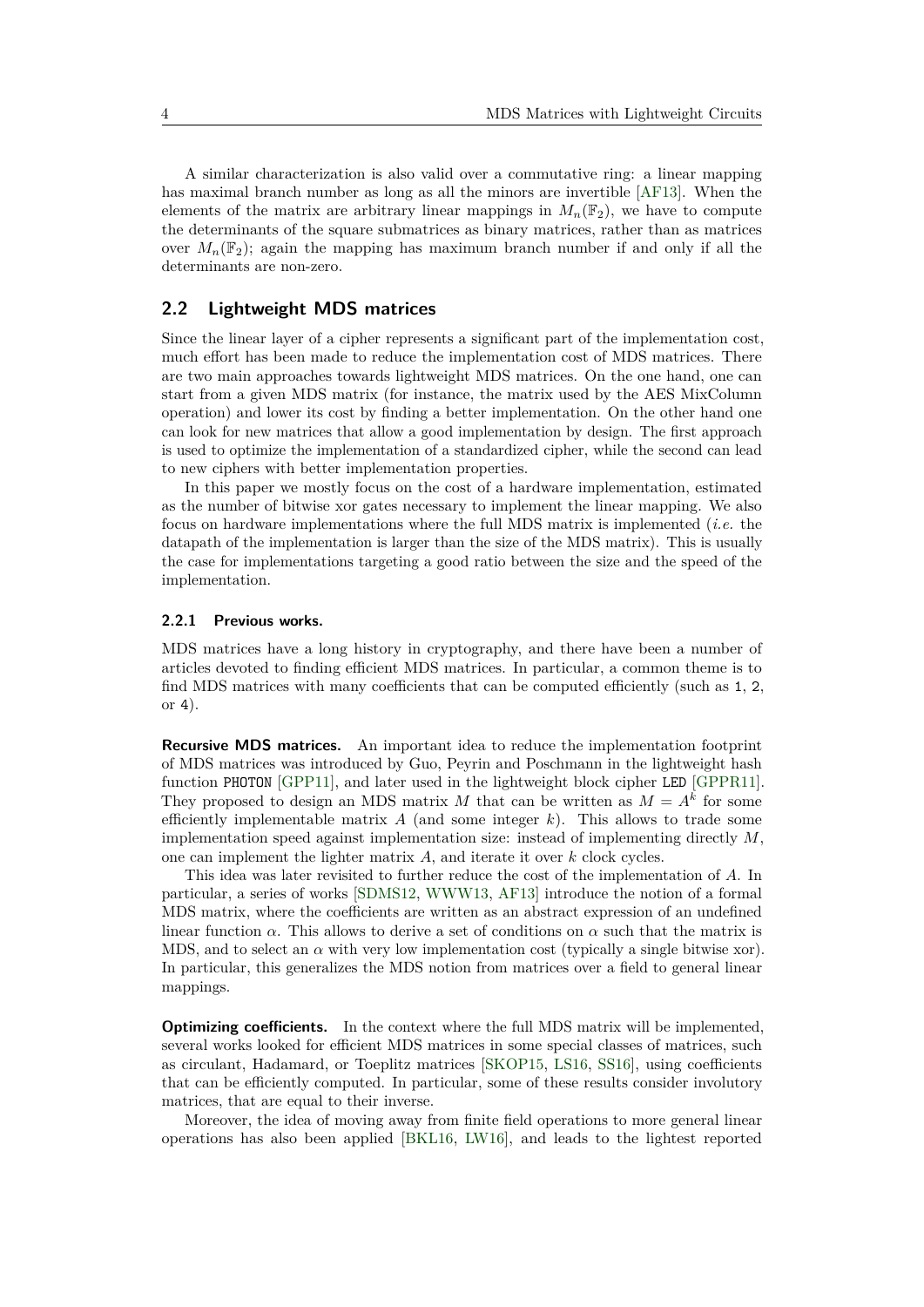A similar characterization is also valid over a commutative ring: a linear mapping has maximal branch number as long as all the minors are invertible [AF13]. When the elements of the matrix are arbitrary linear mappings in $M_n(\mathbb{F}_2)$, we have to compute the determinants of the square submatrices as binary matrices, rather than as matrices over $M_n(\mathbb{F}_2)$; again the mapping has maximum branch number if and only if all the determinants are non-zero.

## 2.2 Lightweight MDS matrices

Since the linear layer of a cipher represents a significant part of the implementation cost, much effort has been made to reduce the implementation cost of MDS matrices. There are two main approaches towards lightweight MDS matrices. On the one hand, one can start from a given MDS matrix (for instance, the matrix used by the AES MixColumn operation) and lower its cost by finding a better implementation. On the other hand one can look for new matrices that allow a good implementation by design. The first approach is used to optimize the implementation of a standardized cipher, while the second can lead to new ciphers with better implementation properties.

In this paper we mostly focus on the cost of a hardware implementation, estimated as the number of bitwise xor gates necessary to implement the linear mapping. We also focus on hardware implementations where the full MDS matrix is implemented (*i.e.* the datapath of the implementation is larger than the size of the MDS matrix). This is usually the case for implementations targeting a good ratio between the size and the speed of the implementation.

### 2.2.1 Previous works.

MDS matrices have a long history in cryptography, and there have been a number of articles devoted to finding efficient MDS matrices. In particular, a common theme is to find MDS matrices with many coefficients that can be computed efficiently (such as `1`, `2`, or `4`).

**Recursive MDS matrices.** An important idea to reduce the implementation footprint of MDS matrices was introduced by Guo, Peyrin and Poschmann in the lightweight hash function `PHOTON` [GPP11], and later used in the lightweight block cipher `LED` [GPPR11]. They proposed to design an MDS matrix $M$ that can be written as $M = A^k$ for some efficiently implementable matrix $A$ (and some integer $k$). This allows to trade some implementation speed against implementation size: instead of implementing directly $M$, one can implement the lighter matrix $A$, and iterate it over $k$ clock cycles.

This idea was later revisited to further reduce the cost of the implementation of $A$. In particular, a series of works [SDMS12, WWW13, AF13] introduce the notion of a formal MDS matrix, where the coefficients are written as an abstract expression of an undefined linear function $\alpha$. This allows to derive a set of conditions on $\alpha$ such that the matrix is MDS, and to select an $\alpha$ with very low implementation cost (typically a single bitwise xor). In particular, this generalizes the MDS notion from matrices over a field to general linear mappings.

**Optimizing coefficients.** In the context where the full MDS matrix will be implemented, several works looked for efficient MDS matrices in some special classes of matrices, such as circulant, Hadamard, or Toeplitz matrices [SKOP15, LS16, SS16], using coefficients that can be efficiently computed. In particular, some of these results consider involutory matrices, that are equal to their inverse.

Moreover, the idea of moving away from finite field operations to more general linear operations has also been applied [BKL16, LW16], and leads to the lightest reported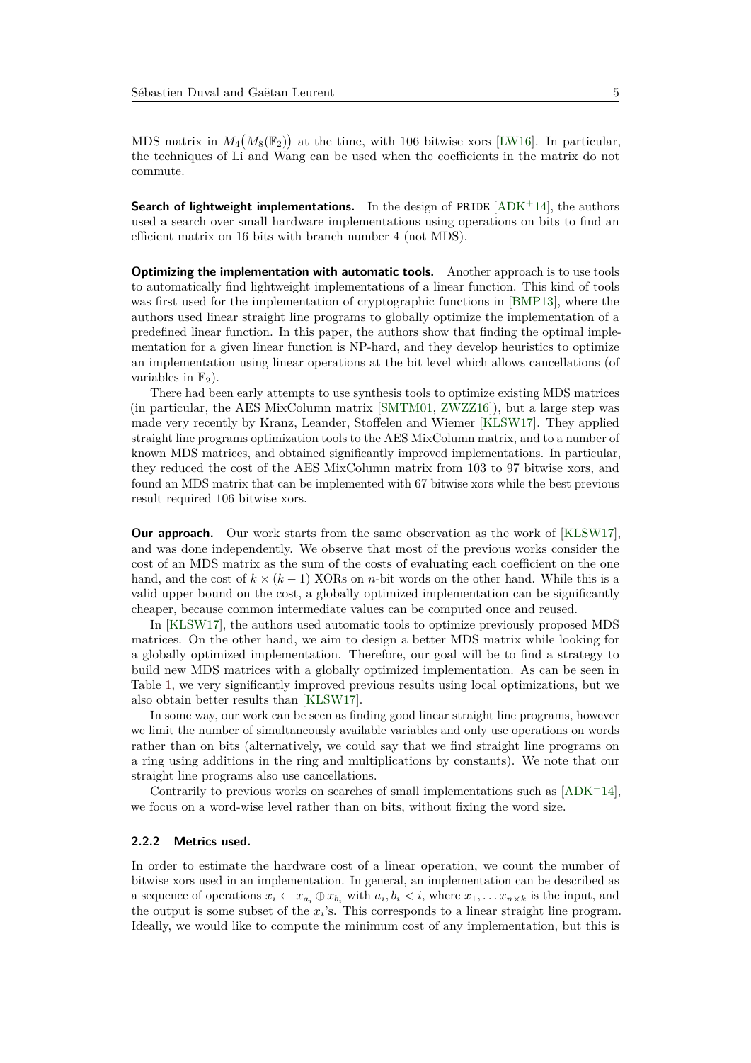MDS matrix in $M_4(M_8(\mathbb{F}_2))$ at the time, with 106 bitwise xors [LW16]. In particular, the techniques of Li and Wang can be used when the coefficients in the matrix do not commute.

**Search of lightweight implementations.** In the design of PRIDE [ADK+14], the authors used a search over small hardware implementations using operations on bits to find an efficient matrix on 16 bits with branch number 4 (not MDS).

**Optimizing the implementation with automatic tools.** Another approach is to use tools to automatically find lightweight implementations of a linear function. This kind of tools was first used for the implementation of cryptographic functions in [BMP13], where the authors used linear straight line programs to globally optimize the implementation of a predefined linear function. In this paper, the authors show that finding the optimal implementation for a given linear function is NP-hard, and they develop heuristics to optimize an implementation using linear operations at the bit level which allows cancellations (of variables in $\mathbb{F}_2$).

There had been early attempts to use synthesis tools to optimize existing MDS matrices (in particular, the AES MixColumn matrix [SMTM01, ZWZZ16]), but a large step was made very recently by Kranz, Leander, Stoffelen and Wiemer [KLSW17]. They applied straight line programs optimization tools to the AES MixColumn matrix, and to a number of known MDS matrices, and obtained significantly improved implementations. In particular, they reduced the cost of the AES MixColumn matrix from 103 to 97 bitwise xors, and found an MDS matrix that can be implemented with 67 bitwise xors while the best previous result required 106 bitwise xors.

**Our approach.** Our work starts from the same observation as the work of [KLSW17], and was done independently. We observe that most of the previous works consider the cost of an MDS matrix as the sum of the costs of evaluating each coefficient on the one hand, and the cost of $k \times (k-1)$ XORs on $n$-bit words on the other hand. While this is a valid upper bound on the cost, a globally optimized implementation can be significantly cheaper, because common intermediate values can be computed once and reused.

In [KLSW17], the authors used automatic tools to optimize previously proposed MDS matrices. On the other hand, we aim to design a better MDS matrix while looking for a globally optimized implementation. Therefore, our goal will be to find a strategy to build new MDS matrices with a globally optimized implementation. As can be seen in Table 1, we very significantly improved previous results using local optimizations, but we also obtain better results than [KLSW17].

In some way, our work can be seen as finding good linear straight line programs, however we limit the number of simultaneously available variables and only use operations on words rather than on bits (alternatively, we could say that we find straight line programs on a ring using additions in the ring and multiplications by constants). We note that our straight line programs also use cancellations.

Contrarily to previous works on searches of small implementations such as [ADK+14], we focus on a word-wise level rather than on bits, without fixing the word size.

### 2.2.2 Metrics used.

In order to estimate the hardware cost of a linear operation, we count the number of bitwise xors used in an implementation. In general, an implementation can be described as a sequence of operations $x_i \leftarrow x_{a_i} \oplus x_{b_i}$ with $a_i, b_i < i$, where $x_1, \ldots x_{n \times k}$ is the input, and the output is some subset of the $x_i$'s. This corresponds to a linear straight line program. Ideally, we would like to compute the minimum cost of any implementation, but this is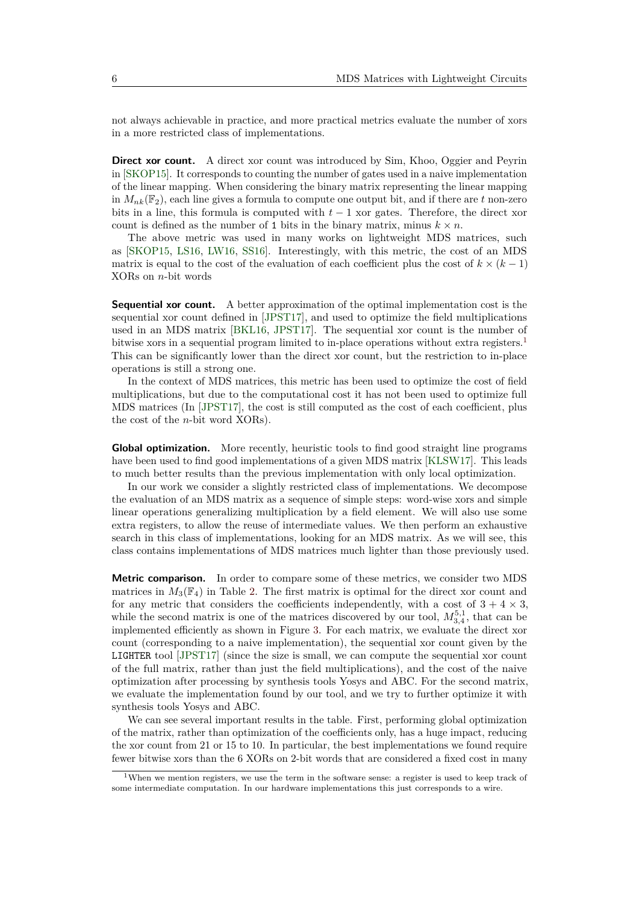not always achievable in practice, and more practical metrics evaluate the number of xors in a more restricted class of implementations.

**Direct xor count.** A direct xor count was introduced by Sim, Khoo, Oggier and Peyrin in [SKOP15]. It corresponds to counting the number of gates used in a naive implementation of the linear mapping. When considering the binary matrix representing the linear mapping in $M_{nk}(\mathbb{F}_2)$, each line gives a formula to compute one output bit, and if there are $t$ non-zero bits in a line, this formula is computed with $t-1$ xor gates. Therefore, the direct xor count is defined as the number of 1 bits in the binary matrix, minus $k \times n$.

The above metric was used in many works on lightweight MDS matrices, such as [SKOP15, LS16, LW16, SS16]. Interestingly, with this metric, the cost of an MDS matrix is equal to the cost of the evaluation of each coefficient plus the cost of $k \times (k-1)$ XORs on $n$-bit words

**Sequential xor count.** A better approximation of the optimal implementation cost is the sequential xor count defined in [JPST17], and used to optimize the field multiplications used in an MDS matrix [BKL16, JPST17]. The sequential xor count is the number of bitwise xors in a sequential program limited to in-place operations without extra registers.[1] This can be significantly lower than the direct xor count, but the restriction to in-place operations is still a strong one.

In the context of MDS matrices, this metric has been used to optimize the cost of field multiplications, but due to the computational cost it has not been used to optimize full MDS matrices (In [JPST17], the cost is still computed as the cost of each coefficient, plus the cost of the $n$-bit word XORs).

**Global optimization.** More recently, heuristic tools to find good straight line programs have been used to find good implementations of a given MDS matrix [KLSW17]. This leads to much better results than the previous implementation with only local optimization.

In our work we consider a slightly restricted class of implementations. We decompose the evaluation of an MDS matrix as a sequence of simple steps: word-wise xors and simple linear operations generalizing multiplication by a field element. We will also use some extra registers, to allow the reuse of intermediate values. We then perform an exhaustive search in this class of implementations, looking for an MDS matrix. As we will see, this class contains implementations of MDS matrices much lighter than those previously used.

**Metric comparison.** In order to compare some of these metrics, we consider two MDS matrices in $M_3(\mathbb{F}_4)$ in Table 2. The first matrix is optimal for the direct xor count and for any metric that considers the coefficients independently, with a cost of $3 + 4 \times 3$, while the second matrix is one of the matrices discovered by our tool, $M_{3,4}^{5,1}$, that can be implemented efficiently as shown in Figure 3. For each matrix, we evaluate the direct xor count (corresponding to a naive implementation), the sequential xor count given by the LIGHTER tool [JPST17] (since the size is small, we can compute the sequential xor count of the full matrix, rather than just the field multiplications), and the cost of the naive optimization after processing by synthesis tools Yosys and ABC. For the second matrix, we evaluate the implementation found by our tool, and we try to further optimize it with synthesis tools Yosys and ABC.

We can see several important results in the table. First, performing global optimization of the matrix, rather than optimization of the coefficients only, has a huge impact, reducing the xor count from 21 or 15 to 10. In particular, the best implementations we found require fewer bitwise xors than the 6 XORs on 2-bit words that are considered a fixed cost in many

[1] When we mention registers, we use the term in the software sense: a register is used to keep track of some intermediate computation. In our hardware implementations this just corresponds to a wire.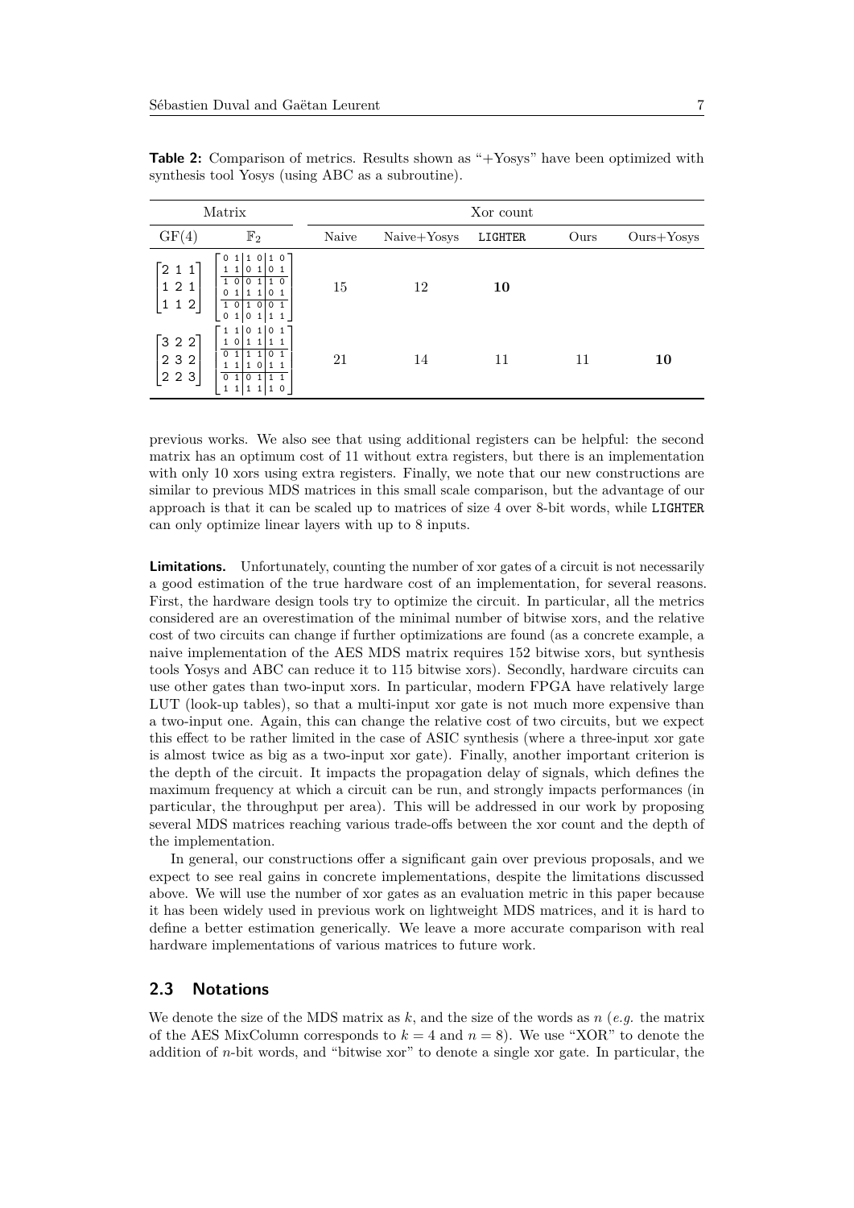**Table 2:** Comparison of metrics. Results shown as "+Yosys" have been optimized with synthesis tool Yosys (using ABC as a subroutine).

| Matrix | | Xor count | | | | |
|---|---|---|---|---|---|---|
| GF(4) | $\mathbb{F}_2$ | Naive | Naive+Yosys | LIGHTER | Ours | Ours+Yosys |
| $\begin{bmatrix} 2 & 1 & 1 \\ 1 & 2 & 1 \\ 1 & 1 & 2 \end{bmatrix}$ | $\left[\begin{array}{cc\|cc\|cc} 0 & 1 & 1 & 0 & 1 & 0 \\ 1 & 1 & 0 & 1 & 0 & 1 \\ \hline 1 & 0 & 0 & 1 & 1 & 0 \\ 0 & 1 & 1 & 1 & 0 & 1 \\ \hline 1 & 0 & 1 & 0 & 0 & 1 \\ 0 & 1 & 0 & 1 & 1 & 1 \end{array}\right]$ | 15 | 12 | **10** | | |
| $\begin{bmatrix} 3 & 2 & 2 \\ 2 & 3 & 2 \\ 2 & 2 & 3 \end{bmatrix}$ | $\left[\begin{array}{cc\|cc\|cc} 1 & 1 & 0 & 1 & 0 & 1 \\ 1 & 0 & 1 & 1 & 1 & 1 \\ \hline 0 & 1 & 1 & 1 & 0 & 1 \\ 1 & 1 & 1 & 0 & 1 & 1 \\ \hline 0 & 1 & 0 & 1 & 1 & 1 \\ 1 & 1 & 1 & 1 & 1 & 0 \end{array}\right]$ | 21 | 14 | 11 | 11 | **10** |

previous works. We also see that using additional registers can be helpful: the second matrix has an optimum cost of 11 without extra registers, but there is an implementation with only 10 xors using extra registers. Finally, we note that our new constructions are similar to previous MDS matrices in this small scale comparison, but the advantage of our approach is that it can be scaled up to matrices of size 4 over 8-bit words, while LIGHTER can only optimize linear layers with up to 8 inputs.

**Limitations.** Unfortunately, counting the number of xor gates of a circuit is not necessarily a good estimation of the true hardware cost of an implementation, for several reasons. First, the hardware design tools try to optimize the circuit. In particular, all the metrics considered are an overestimation of the minimal number of bitwise xors, and the relative cost of two circuits can change if further optimizations are found (as a concrete example, a naive implementation of the AES MDS matrix requires 152 bitwise xors, but synthesis tools Yosys and ABC can reduce it to 115 bitwise xors). Secondly, hardware circuits can use other gates than two-input xors. In particular, modern FPGA have relatively large LUT (look-up tables), so that a multi-input xor gate is not much more expensive than a two-input one. Again, this can change the relative cost of two circuits, but we expect this effect to be rather limited in the case of ASIC synthesis (where a three-input xor gate is almost twice as big as a two-input xor gate). Finally, another important criterion is the depth of the circuit. It impacts the propagation delay of signals, which defines the maximum frequency at which a circuit can be run, and strongly impacts performances (in particular, the throughput per area). This will be addressed in our work by proposing several MDS matrices reaching various trade-offs between the xor count and the depth of the implementation.

In general, our constructions offer a significant gain over previous proposals, and we expect to see real gains in concrete implementations, despite the limitations discussed above. We will use the number of xor gates as an evaluation metric in this paper because it has been widely used in previous work on lightweight MDS matrices, and it is hard to define a better estimation generically. We leave a more accurate comparison with real hardware implementations of various matrices to future work.

## 2.3 Notations

We denote the size of the MDS matrix as $k$, and the size of the words as $n$ (*e.g.* the matrix of the AES MixColumn corresponds to $k = 4$ and $n = 8$). We use "XOR" to denote the addition of $n$-bit words, and "bitwise xor" to denote a single xor gate. In particular, the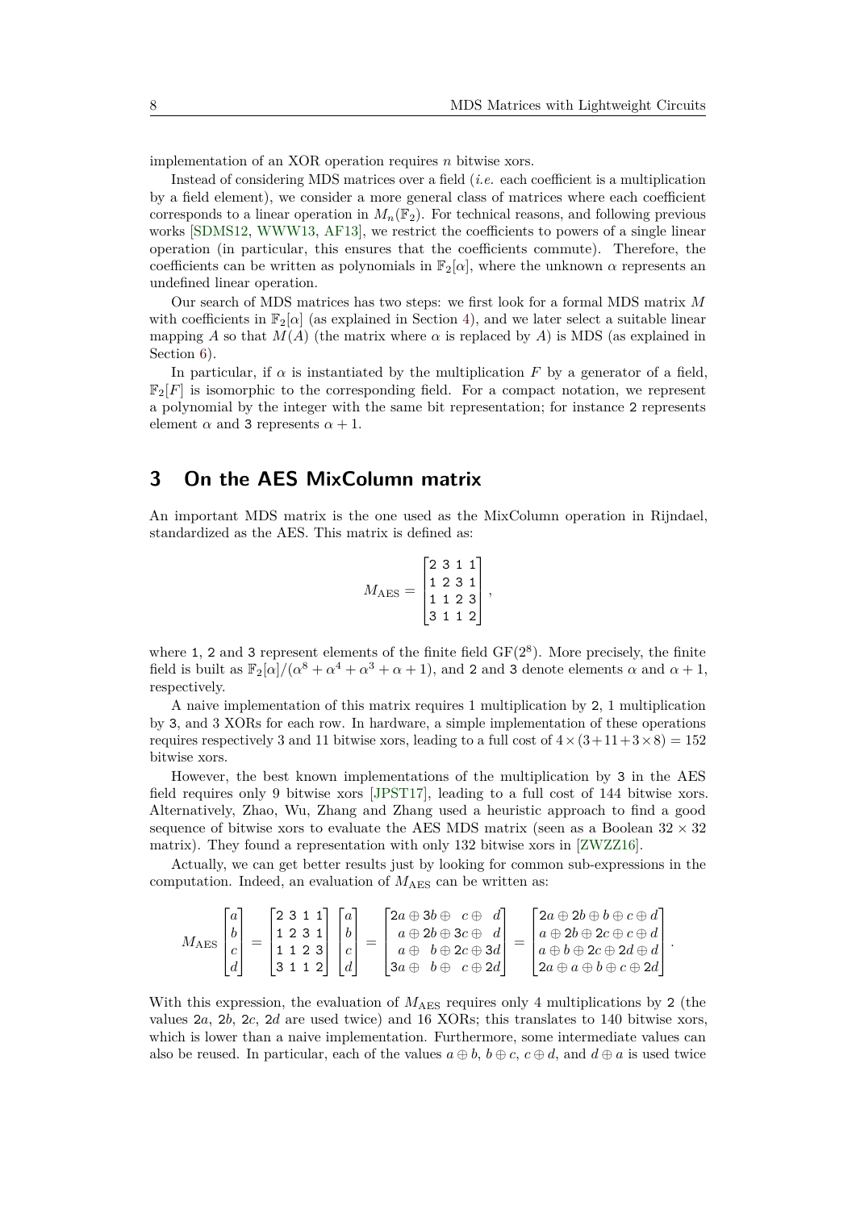implementation of an XOR operation requires $n$ bitwise xors.

Instead of considering MDS matrices over a field (*i.e.* each coefficient is a multiplication by a field element), we consider a more general class of matrices where each coefficient corresponds to a linear operation in $M_n(\mathbb{F}_2)$. For technical reasons, and following previous works [SDMS12, WWW13, AF13], we restrict the coefficients to powers of a single linear operation (in particular, this ensures that the coefficients commute). Therefore, the coefficients can be written as polynomials in $\mathbb{F}_2[\alpha]$, where the unknown $\alpha$ represents an undefined linear operation.

Our search of MDS matrices has two steps: we first look for a formal MDS matrix $M$ with coefficients in $\mathbb{F}_2[\alpha]$ (as explained in Section 4), and we later select a suitable linear mapping $A$ so that $M(A)$ (the matrix where $\alpha$ is replaced by $A$) is MDS (as explained in Section 6).

In particular, if $\alpha$ is instantiated by the multiplication $F$ by a generator of a field, $\mathbb{F}_2[F]$ is isomorphic to the corresponding field. For a compact notation, we represent a polynomial by the integer with the same bit representation; for instance 2 represents element $\alpha$ and 3 represents $\alpha + 1$.

## 3 On the AES MixColumn matrix

An important MDS matrix is the one used as the MixColumn operation in Rijndael, standardized as the AES. This matrix is defined as:

$$M_{\text{AES}} = \begin{bmatrix} 2 & 3 & 1 & 1 \\ 1 & 2 & 3 & 1 \\ 1 & 1 & 2 & 3 \\ 3 & 1 & 1 & 2 \end{bmatrix},$$

where 1, 2 and 3 represent elements of the finite field $\text{GF}(2^8)$. More precisely, the finite field is built as $\mathbb{F}_2[\alpha]/(\alpha^8 + \alpha^4 + \alpha^3 + \alpha + 1)$, and 2 and 3 denote elements $\alpha$ and $\alpha + 1$, respectively.

A naive implementation of this matrix requires 1 multiplication by 2, 1 multiplication by 3, and 3 XORs for each row. In hardware, a simple implementation of these operations requires respectively 3 and 11 bitwise xors, leading to a full cost of $4 \times (3 + 11 + 3 \times 8) = 152$ bitwise xors.

However, the best known implementations of the multiplication by 3 in the AES field requires only 9 bitwise xors [JPST17], leading to a full cost of 144 bitwise xors. Alternatively, Zhao, Wu, Zhang and Zhang used a heuristic approach to find a good sequence of bitwise xors to evaluate the AES MDS matrix (seen as a Boolean $32 \times 32$ matrix). They found a representation with only 132 bitwise xors in [ZWZZ16].

Actually, we can get better results just by looking for common sub-expressions in the computation. Indeed, an evaluation of $M_{\text{AES}}$ can be written as:

$$M_{\text{AES}} \begin{bmatrix} a \\ b \\ c \\ d \end{bmatrix} = \begin{bmatrix} 2 & 3 & 1 & 1 \\ 1 & 2 & 3 & 1 \\ 1 & 1 & 2 & 3 \\ 3 & 1 & 1 & 2 \end{bmatrix} \begin{bmatrix} a \\ b \\ c \\ d \end{bmatrix} = \begin{bmatrix} 2a \oplus 3b \oplus c \oplus d \\ a \oplus 2b \oplus 3c \oplus d \\ a \oplus b \oplus 2c \oplus 3d \\ 3a \oplus b \oplus c \oplus 2d \end{bmatrix} = \begin{bmatrix} 2a \oplus 2b \oplus b \oplus c \oplus d \\ a \oplus 2b \oplus 2c \oplus c \oplus d \\ a \oplus b \oplus 2c \oplus 2d \oplus d \\ 2a \oplus a \oplus b \oplus c \oplus 2d \end{bmatrix}.$$

With this expression, the evaluation of $M_{\text{AES}}$ requires only 4 multiplications by 2 (the values $2a$, $2b$, $2c$, $2d$ are used twice) and 16 XORs; this translates to 140 bitwise xors, which is lower than a naive implementation. Furthermore, some intermediate values can also be reused. In particular, each of the values $a \oplus b$, $b \oplus c$, $c \oplus d$, and $d \oplus a$ is used twice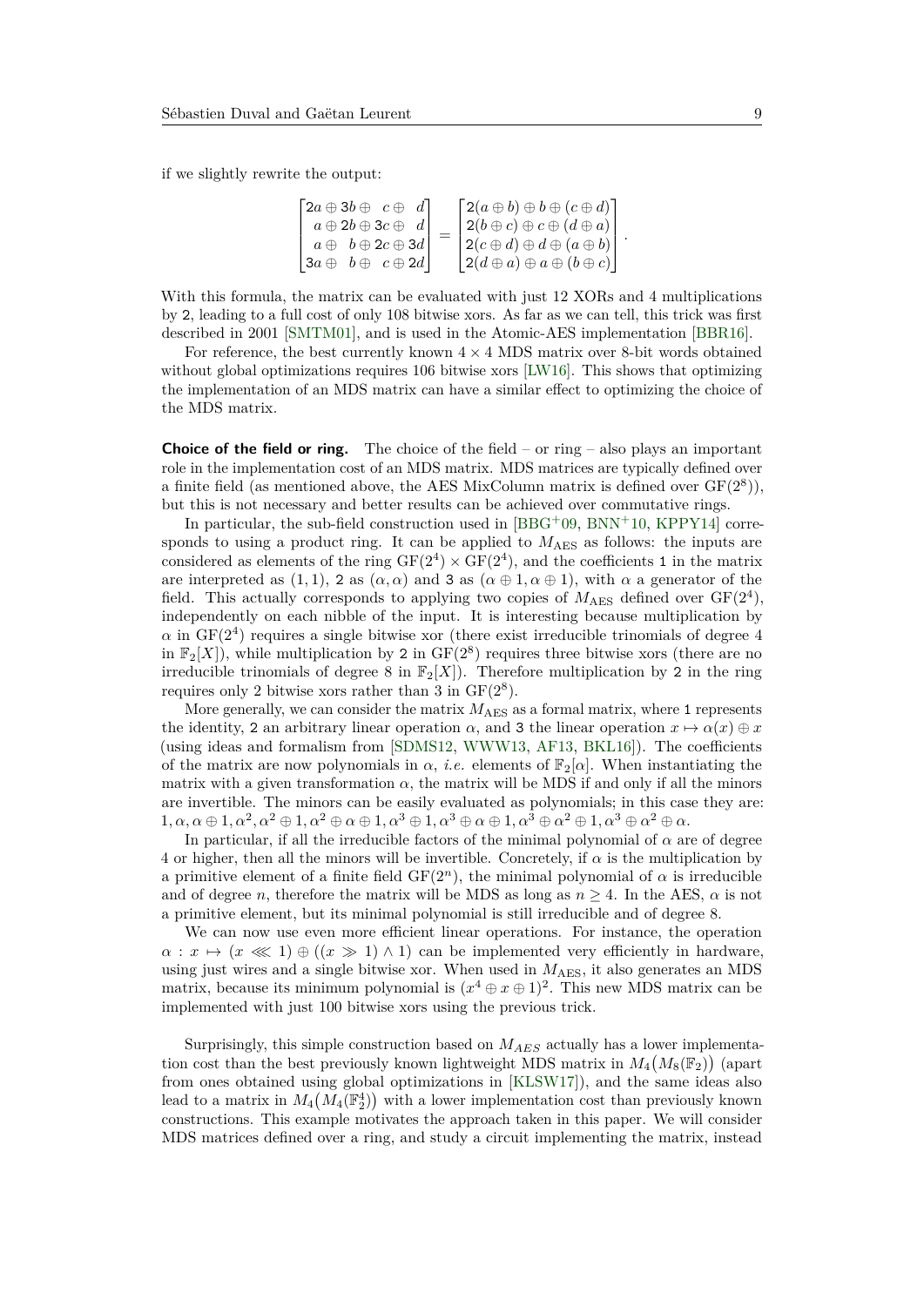if we slightly rewrite the output:

$$\begin{bmatrix} 2a \oplus 3b \oplus \phantom{2}c \oplus \phantom{3}d \\ a \oplus 2b \oplus 3c \oplus \phantom{2}d \\ a \oplus \phantom{2}b \oplus 2c \oplus 3d \\ 3a \oplus \phantom{2}b \oplus \phantom{3}c \oplus 2d \end{bmatrix} = \begin{bmatrix} 2(a \oplus b) \oplus b \oplus (c \oplus d) \\ 2(b \oplus c) \oplus c \oplus (d \oplus a) \\ 2(c \oplus d) \oplus d \oplus (a \oplus b) \\ 2(d \oplus a) \oplus a \oplus (b \oplus c) \end{bmatrix}.$$

With this formula, the matrix can be evaluated with just 12 XORs and 4 multiplications by 2, leading to a full cost of only 108 bitwise xors. As far as we can tell, this trick was first described in 2001 [SMTM01], and is used in the Atomic-AES implementation [BBR16].

For reference, the best currently known $4 \times 4$ MDS matrix over 8-bit words obtained without global optimizations requires 106 bitwise xors [LW16]. This shows that optimizing the implementation of an MDS matrix can have a similar effect to optimizing the choice of the MDS matrix.

**Choice of the field or ring.** The choice of the field – or ring – also plays an important role in the implementation cost of an MDS matrix. MDS matrices are typically defined over a finite field (as mentioned above, the AES MixColumn matrix is defined over $\mathrm{GF}(2^8)$), but this is not necessary and better results can be achieved over commutative rings.

In particular, the sub-field construction used in [BBG+09, BNN+10, KPPY14] corresponds to using a product ring. It can be applied to $M_{\mathrm{AES}}$ as follows: the inputs are considered as elements of the ring $\mathrm{GF}(2^4) \times \mathrm{GF}(2^4)$, and the coefficients 1 in the matrix are interpreted as $(1, 1)$, 2 as $(\alpha, \alpha)$ and 3 as $(\alpha \oplus 1, \alpha \oplus 1)$, with $\alpha$ a generator of the field. This actually corresponds to applying two copies of $M_{\mathrm{AES}}$ defined over $\mathrm{GF}(2^4)$, independently on each nibble of the input. It is interesting because multiplication by $\alpha$ in $\mathrm{GF}(2^4)$ requires a single bitwise xor (there exist irreducible trinomials of degree 4 in $\mathbb{F}_2[X]$), while multiplication by 2 in $\mathrm{GF}(2^8)$ requires three bitwise xors (there are no irreducible trinomials of degree 8 in $\mathbb{F}_2[X]$). Therefore multiplication by 2 in the ring requires only 2 bitwise xors rather than 3 in $\mathrm{GF}(2^8)$.

More generally, we can consider the matrix $M_{\mathrm{AES}}$ as a formal matrix, where 1 represents the identity, 2 an arbitrary linear operation $\alpha$, and 3 the linear operation $x \mapsto \alpha(x) \oplus x$ (using ideas and formalism from [SDMS12, WWW13, AF13, BKL16]). The coefficients of the matrix are now polynomials in $\alpha$, *i.e.* elements of $\mathbb{F}_2[\alpha]$. When instantiating the matrix with a given transformation $\alpha$, the matrix will be MDS if and only if all the minors are invertible. The minors can be easily evaluated as polynomials; in this case they are: $1, \alpha, \alpha \oplus 1, \alpha^2, \alpha^2 \oplus 1, \alpha^2 \oplus \alpha \oplus 1, \alpha^3 \oplus 1, \alpha^3 \oplus \alpha \oplus 1, \alpha^3 \oplus \alpha^2 \oplus 1, \alpha^3 \oplus \alpha^2 \oplus \alpha$.

In particular, if all the irreducible factors of the minimal polynomial of $\alpha$ are of degree 4 or higher, then all the minors will be invertible. Concretely, if $\alpha$ is the multiplication by a primitive element of a finite field $\mathrm{GF}(2^n)$, the minimal polynomial of $\alpha$ is irreducible and of degree $n$, therefore the matrix will be MDS as long as $n \geq 4$. In the AES, $\alpha$ is not a primitive element, but its minimal polynomial is still irreducible and of degree 8.

We can now use even more efficient linear operations. For instance, the operation $\alpha : x \mapsto (x \lll 1) \oplus ((x \gg 1) \wedge 1)$ can be implemented very efficiently in hardware, using just wires and a single bitwise xor. When used in $M_{\mathrm{AES}}$, it also generates an MDS matrix, because its minimum polynomial is $(x^4 \oplus x \oplus 1)^2$. This new MDS matrix can be implemented with just 100 bitwise xors using the previous trick.

Surprisingly, this simple construction based on $M_{AES}$ actually has a lower implementation cost than the best previously known lightweight MDS matrix in $M_4\big(M_8(\mathbb{F}_2)\big)$ (apart from ones obtained using global optimizations in [KLSW17]), and the same ideas also lead to a matrix in $M_4\big(M_4(\mathbb{F}_2^4)\big)$ with a lower implementation cost than previously known constructions. This example motivates the approach taken in this paper. We will consider MDS matrices defined over a ring, and study a circuit implementing the matrix, instead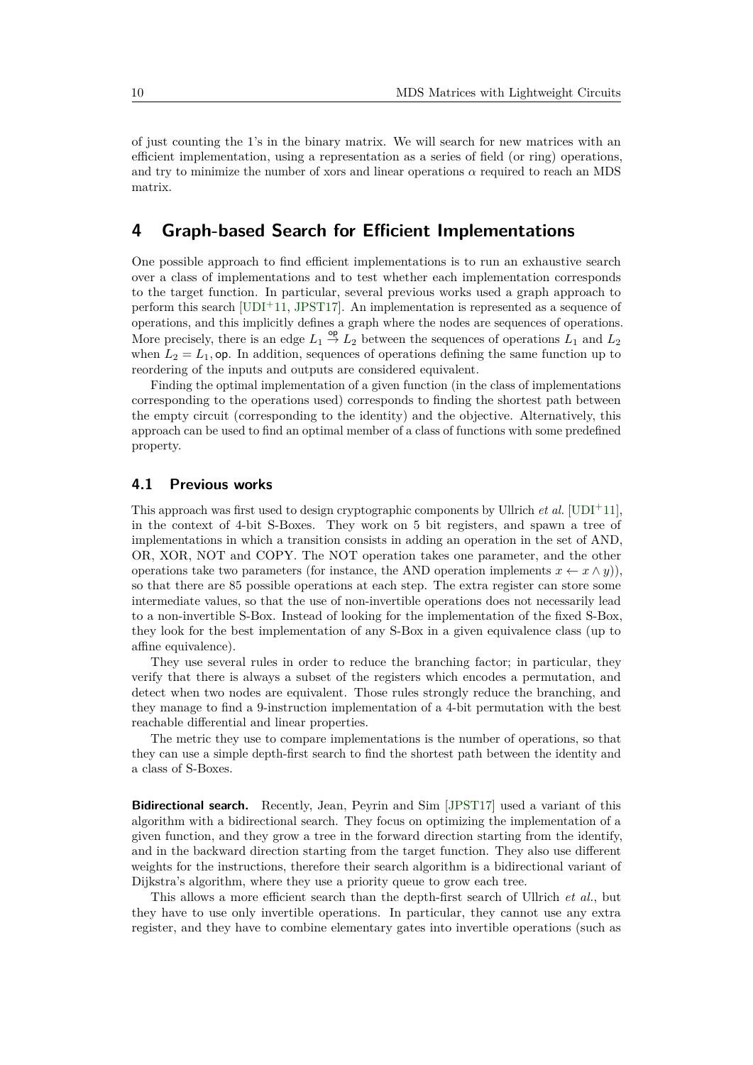of just counting the 1's in the binary matrix. We will search for new matrices with an efficient implementation, using a representation as a series of field (or ring) operations, and try to minimize the number of xors and linear operations $\alpha$ required to reach an MDS matrix.

# 4 Graph-based Search for Efficient Implementations

One possible approach to find efficient implementations is to run an exhaustive search over a class of implementations and to test whether each implementation corresponds to the target function. In particular, several previous works used a graph approach to perform this search [UDI+11, JPST17]. An implementation is represented as a sequence of operations, and this implicitly defines a graph where the nodes are sequences of operations. More precisely, there is an edge $L_1 \overset{\mathsf{op}}{\to} L_2$ between the sequences of operations $L_1$ and $L_2$ when $L_2 = L_1, \mathsf{op}$. In addition, sequences of operations defining the same function up to reordering of the inputs and outputs are considered equivalent.

Finding the optimal implementation of a given function (in the class of implementations corresponding to the operations used) corresponds to finding the shortest path between the empty circuit (corresponding to the identity) and the objective. Alternatively, this approach can be used to find an optimal member of a class of functions with some predefined property.

## 4.1 Previous works

This approach was first used to design cryptographic components by Ullrich *et al.* [UDI+11], in the context of 4-bit S-Boxes. They work on 5 bit registers, and spawn a tree of implementations in which a transition consists in adding an operation in the set of AND, OR, XOR, NOT and COPY. The NOT operation takes one parameter, and the other operations take two parameters (for instance, the AND operation implements $x \leftarrow x \wedge y$)), so that there are 85 possible operations at each step. The extra register can store some intermediate values, so that the use of non-invertible operations does not necessarily lead to a non-invertible S-Box. Instead of looking for the implementation of the fixed S-Box, they look for the best implementation of any S-Box in a given equivalence class (up to affine equivalence).

They use several rules in order to reduce the branching factor; in particular, they verify that there is always a subset of the registers which encodes a permutation, and detect when two nodes are equivalent. Those rules strongly reduce the branching, and they manage to find a 9-instruction implementation of a 4-bit permutation with the best reachable differential and linear properties.

The metric they use to compare implementations is the number of operations, so that they can use a simple depth-first search to find the shortest path between the identity and a class of S-Boxes.

**Bidirectional search.** Recently, Jean, Peyrin and Sim [JPST17] used a variant of this algorithm with a bidirectional search. They focus on optimizing the implementation of a given function, and they grow a tree in the forward direction starting from the identify, and in the backward direction starting from the target function. They also use different weights for the instructions, therefore their search algorithm is a bidirectional variant of Dijkstra's algorithm, where they use a priority queue to grow each tree.

This allows a more efficient search than the depth-first search of Ullrich *et al.*, but they have to use only invertible operations. In particular, they cannot use any extra register, and they have to combine elementary gates into invertible operations (such as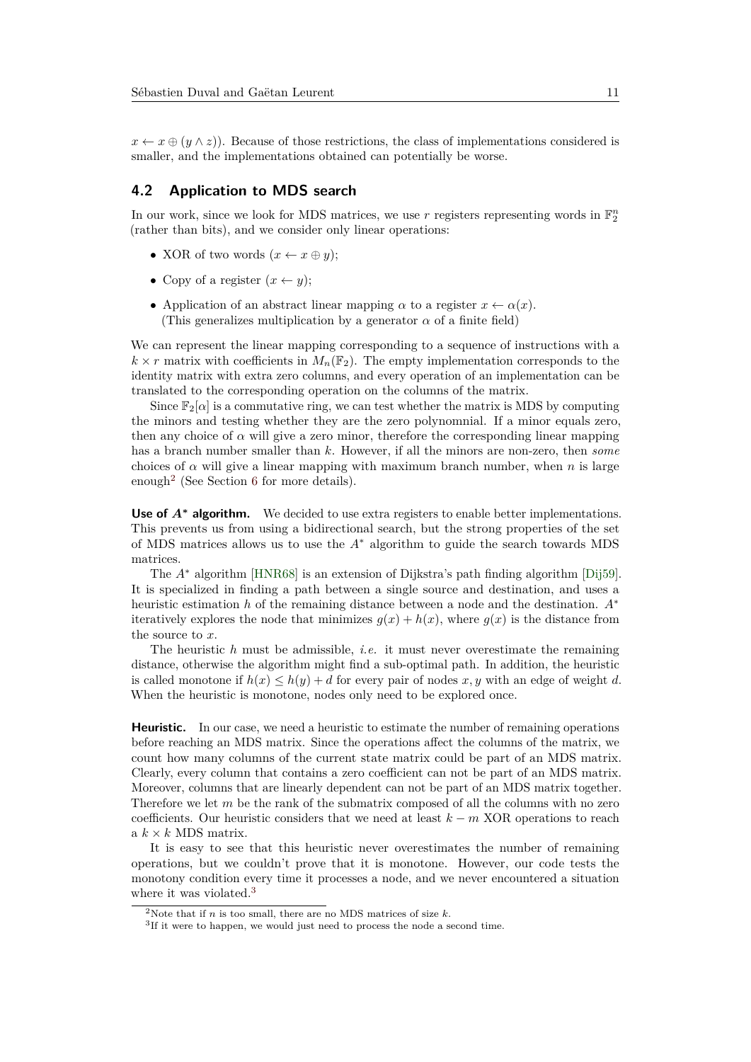$x \leftarrow x \oplus (y \wedge z)$). Because of those restrictions, the class of implementations considered is smaller, and the implementations obtained can potentially be worse.

## 4.2 Application to MDS search

In our work, since we look for MDS matrices, we use $r$ registers representing words in $\mathbb{F}_2^n$ (rather than bits), and we consider only linear operations:

- XOR of two words ($x \leftarrow x \oplus y$);
- Copy of a register ($x \leftarrow y$);
- Application of an abstract linear mapping $\alpha$ to a register $x \leftarrow \alpha(x)$.
  (This generalizes multiplication by a generator $\alpha$ of a finite field)

We can represent the linear mapping corresponding to a sequence of instructions with a $k \times r$ matrix with coefficients in $M_n(\mathbb{F}_2)$. The empty implementation corresponds to the identity matrix with extra zero columns, and every operation of an implementation can be translated to the corresponding operation on the columns of the matrix.

Since $\mathbb{F}_2[\alpha]$ is a commutative ring, we can test whether the matrix is MDS by computing the minors and testing whether they are the zero polynomnial. If a minor equals zero, then any choice of $\alpha$ will give a zero minor, therefore the corresponding linear mapping has a branch number smaller than $k$. However, if all the minors are non-zero, then *some* choices of $\alpha$ will give a linear mapping with maximum branch number, when $n$ is large enough[2] (See Section 6 for more details).

**Use of $A^*$ algorithm.** We decided to use extra registers to enable better implementations. This prevents us from using a bidirectional search, but the strong properties of the set of MDS matrices allows us to use the $A^*$ algorithm to guide the search towards MDS matrices.

The $A^*$ algorithm [HNR68] is an extension of Dijkstra's path finding algorithm [Dij59]. It is specialized in finding a path between a single source and destination, and uses a heuristic estimation $h$ of the remaining distance between a node and the destination. $A^*$ iteratively explores the node that minimizes $g(x) + h(x)$, where $g(x)$ is the distance from the source to $x$.

The heuristic $h$ must be admissible, *i.e.* it must never overestimate the remaining distance, otherwise the algorithm might find a sub-optimal path. In addition, the heuristic is called monotone if $h(x) \leq h(y) + d$ for every pair of nodes $x, y$ with an edge of weight $d$. When the heuristic is monotone, nodes only need to be explored once.

**Heuristic.** In our case, we need a heuristic to estimate the number of remaining operations before reaching an MDS matrix. Since the operations affect the columns of the matrix, we count how many columns of the current state matrix could be part of an MDS matrix. Clearly, every column that contains a zero coefficient can not be part of an MDS matrix. Moreover, columns that are linearly dependent can not be part of an MDS matrix together. Therefore we let $m$ be the rank of the submatrix composed of all the columns with no zero coefficients. Our heuristic considers that we need at least $k - m$ XOR operations to reach a $k \times k$ MDS matrix.

It is easy to see that this heuristic never overestimates the number of remaining operations, but we couldn't prove that it is monotone. However, our code tests the monotony condition every time it processes a node, and we never encountered a situation where it was violated.[3]

[2] Note that if $n$ is too small, there are no MDS matrices of size $k$.

[3] If it were to happen, we would just need to process the node a second time.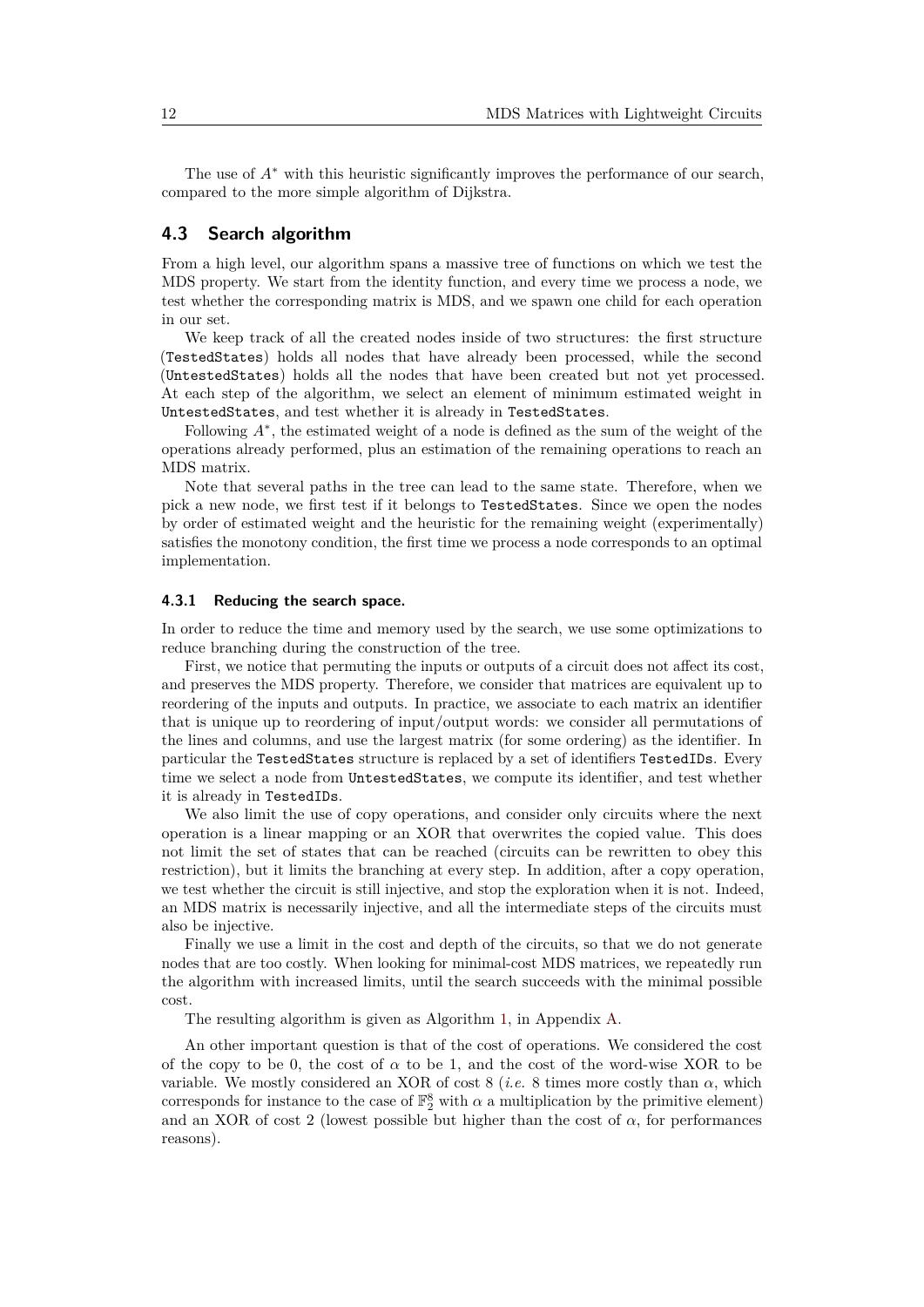The use of $A^*$ with this heuristic significantly improves the performance of our search, compared to the more simple algorithm of Dijkstra.

## 4.3 Search algorithm

From a high level, our algorithm spans a massive tree of functions on which we test the MDS property. We start from the identity function, and every time we process a node, we test whether the corresponding matrix is MDS, and we spawn one child for each operation in our set.

We keep track of all the created nodes inside of two structures: the first structure (`TestedStates`) holds all nodes that have already been processed, while the second (`UntestedStates`) holds all the nodes that have been created but not yet processed. At each step of the algorithm, we select an element of minimum estimated weight in `UntestedStates`, and test whether it is already in `TestedStates`.

Following $A^*$, the estimated weight of a node is defined as the sum of the weight of the operations already performed, plus an estimation of the remaining operations to reach an MDS matrix.

Note that several paths in the tree can lead to the same state. Therefore, when we pick a new node, we first test if it belongs to `TestedStates`. Since we open the nodes by order of estimated weight and the heuristic for the remaining weight (experimentally) satisfies the monotony condition, the first time we process a node corresponds to an optimal implementation.

### 4.3.1 Reducing the search space.

In order to reduce the time and memory used by the search, we use some optimizations to reduce branching during the construction of the tree.

First, we notice that permuting the inputs or outputs of a circuit does not affect its cost, and preserves the MDS property. Therefore, we consider that matrices are equivalent up to reordering of the inputs and outputs. In practice, we associate to each matrix an identifier that is unique up to reordering of input/output words: we consider all permutations of the lines and columns, and use the largest matrix (for some ordering) as the identifier. In particular the `TestedStates` structure is replaced by a set of identifiers `TestedIDs`. Every time we select a node from `UntestedStates`, we compute its identifier, and test whether it is already in `TestedIDs`.

We also limit the use of copy operations, and consider only circuits where the next operation is a linear mapping or an XOR that overwrites the copied value. This does not limit the set of states that can be reached (circuits can be rewritten to obey this restriction), but it limits the branching at every step. In addition, after a copy operation, we test whether the circuit is still injective, and stop the exploration when it is not. Indeed, an MDS matrix is necessarily injective, and all the intermediate steps of the circuits must also be injective.

Finally we use a limit in the cost and depth of the circuits, so that we do not generate nodes that are too costly. When looking for minimal-cost MDS matrices, we repeatedly run the algorithm with increased limits, until the search succeeds with the minimal possible cost.

The resulting algorithm is given as Algorithm 1, in Appendix A.

An other important question is that of the cost of operations. We considered the cost of the copy to be 0, the cost of $\alpha$ to be 1, and the cost of the word-wise XOR to be variable. We mostly considered an XOR of cost 8 (*i.e.* 8 times more costly than $\alpha$, which corresponds for instance to the case of $\mathbb{F}_2^8$ with $\alpha$ a multiplication by the primitive element) and an XOR of cost 2 (lowest possible but higher than the cost of $\alpha$, for performances reasons).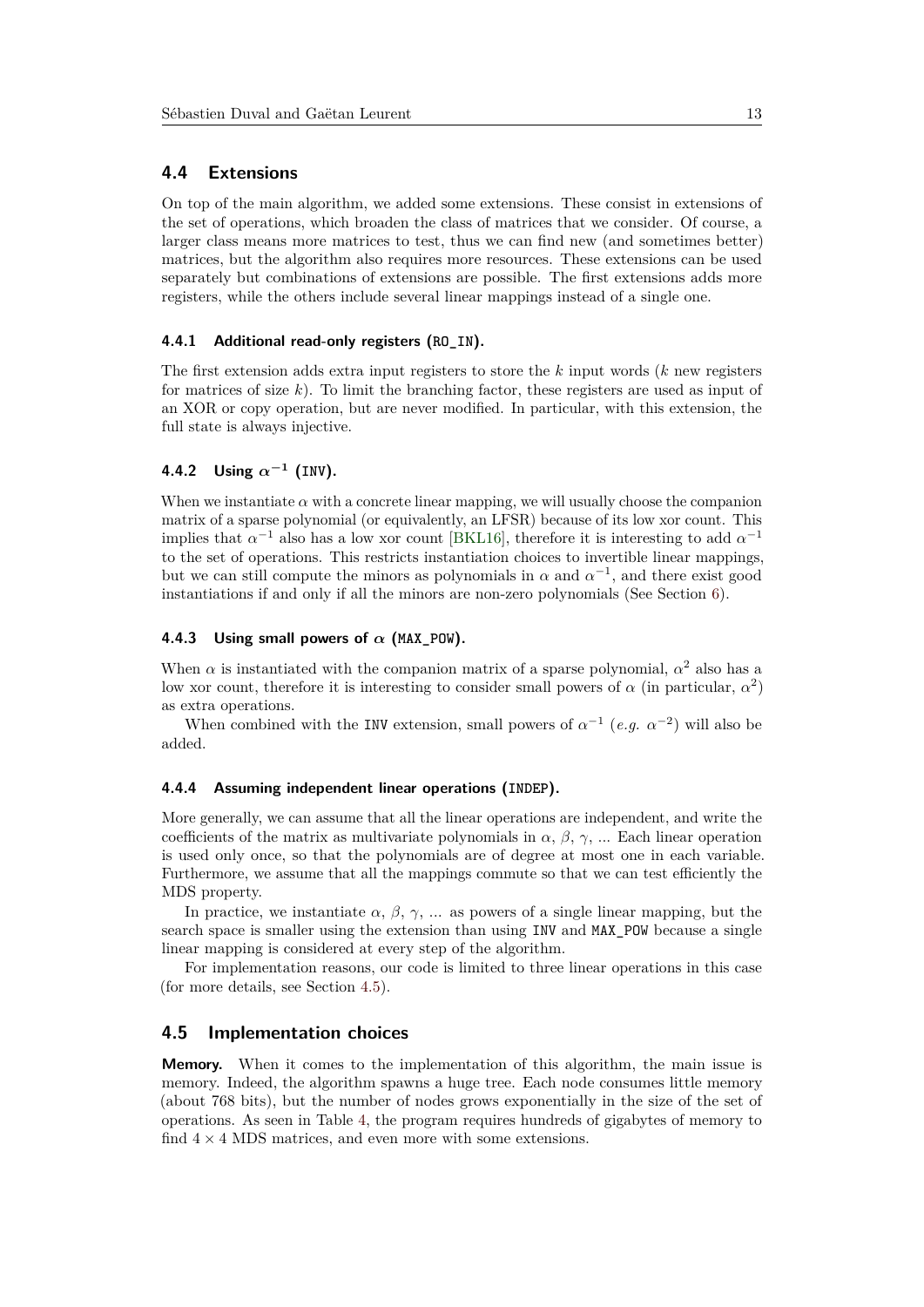## 4.4 Extensions

On top of the main algorithm, we added some extensions. These consist in extensions of the set of operations, which broaden the class of matrices that we consider. Of course, a larger class means more matrices to test, thus we can find new (and sometimes better) matrices, but the algorithm also requires more resources. These extensions can be used separately but combinations of extensions are possible. The first extensions adds more registers, while the others include several linear mappings instead of a single one.

### 4.4.1 Additional read-only registers (RO_IN).

The first extension adds extra input registers to store the $k$ input words ($k$ new registers for matrices of size $k$). To limit the branching factor, these registers are used as input of an XOR or copy operation, but are never modified. In particular, with this extension, the full state is always injective.

### 4.4.2 Using $\alpha^{-1}$ (INV).

When we instantiate $\alpha$ with a concrete linear mapping, we will usually choose the companion matrix of a sparse polynomial (or equivalently, an LFSR) because of its low xor count. This implies that $\alpha^{-1}$ also has a low xor count [BKL16], therefore it is interesting to add $\alpha^{-1}$ to the set of operations. This restricts instantiation choices to invertible linear mappings, but we can still compute the minors as polynomials in $\alpha$ and $\alpha^{-1}$, and there exist good instantiations if and only if all the minors are non-zero polynomials (See Section 6).

### 4.4.3 Using small powers of $\alpha$ (MAX_POW).

When $\alpha$ is instantiated with the companion matrix of a sparse polynomial, $\alpha^2$ also has a low xor count, therefore it is interesting to consider small powers of $\alpha$ (in particular, $\alpha^2$) as extra operations.

When combined with the INV extension, small powers of $\alpha^{-1}$ (*e.g.* $\alpha^{-2}$) will also be added.

### 4.4.4 Assuming independent linear operations (INDEP).

More generally, we can assume that all the linear operations are independent, and write the coefficients of the matrix as multivariate polynomials in $\alpha$, $\beta$, $\gamma$, ... Each linear operation is used only once, so that the polynomials are of degree at most one in each variable. Furthermore, we assume that all the mappings commute so that we can test efficiently the MDS property.

In practice, we instantiate $\alpha$, $\beta$, $\gamma$, ... as powers of a single linear mapping, but the search space is smaller using the extension than using INV and MAX_POW because a single linear mapping is considered at every step of the algorithm.

For implementation reasons, our code is limited to three linear operations in this case (for more details, see Section 4.5).

## 4.5 Implementation choices

**Memory.** When it comes to the implementation of this algorithm, the main issue is memory. Indeed, the algorithm spawns a huge tree. Each node consumes little memory (about 768 bits), but the number of nodes grows exponentially in the size of the set of operations. As seen in Table 4, the program requires hundreds of gigabytes of memory to find $4 \times 4$ MDS matrices, and even more with some extensions.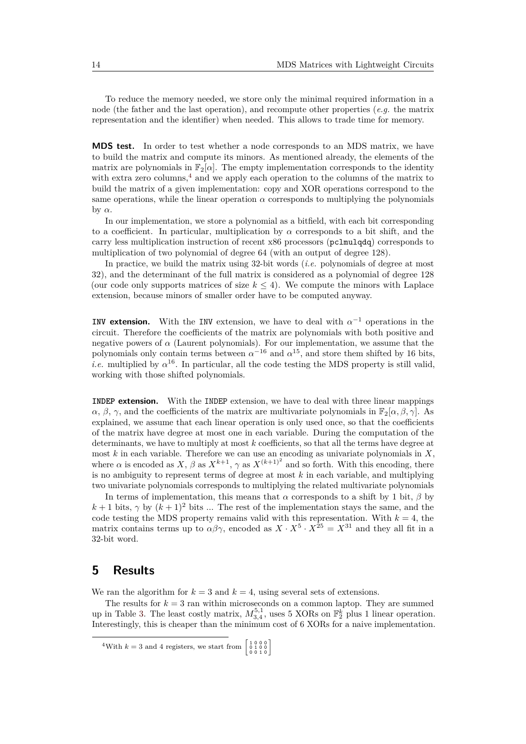To reduce the memory needed, we store only the minimal required information in a node (the father and the last operation), and recompute other properties (*e.g.* the matrix representation and the identifier) when needed. This allows to trade time for memory.

**MDS test.** In order to test whether a node corresponds to an MDS matrix, we have to build the matrix and compute its minors. As mentioned already, the elements of the matrix are polynomials in $\mathbb{F}_2[\alpha]$. The empty implementation corresponds to the identity with extra zero columns,[4] and we apply each operation to the columns of the matrix to build the matrix of a given implementation: copy and XOR operations correspond to the same operations, while the linear operation $\alpha$ corresponds to multiplying the polynomials by $\alpha$.

In our implementation, we store a polynomial as a bitfield, with each bit corresponding to a coefficient. In particular, multiplication by $\alpha$ corresponds to a bit shift, and the carry less multiplication instruction of recent x86 processors (`pclmulqdq`) corresponds to multiplication of two polynomial of degree 64 (with an output of degree 128).

In practice, we build the matrix using 32-bit words (*i.e.* polynomials of degree at most 32), and the determinant of the full matrix is considered as a polynomial of degree 128 (our code only supports matrices of size $k \leq 4$). We compute the minors with Laplace extension, because minors of smaller order have to be computed anyway.

**`INV` extension.** With the `INV` extension, we have to deal with $\alpha^{-1}$ operations in the circuit. Therefore the coefficients of the matrix are polynomials with both positive and negative powers of $\alpha$ (Laurent polynomials). For our implementation, we assume that the polynomials only contain terms between $\alpha^{-16}$ and $\alpha^{15}$, and store them shifted by 16 bits, *i.e.* multiplied by $\alpha^{16}$. In particular, all the code testing the MDS property is still valid, working with those shifted polynomials.

**`INDEP` extension.** With the `INDEP` extension, we have to deal with three linear mappings $\alpha$, $\beta$, $\gamma$, and the coefficients of the matrix are multivariate polynomials in $\mathbb{F}_2[\alpha, \beta, \gamma]$. As explained, we assume that each linear operation is only used once, so that the coefficients of the matrix have degree at most one in each variable. During the computation of the determinants, we have to multiply at most $k$ coefficients, so that all the terms have degree at most $k$ in each variable. Therefore we can use an encoding as univariate polynomials in $X$, where $\alpha$ is encoded as $X$, $\beta$ as $X^{k+1}$, $\gamma$ as $X^{(k+1)^2}$ and so forth. With this encoding, there is no ambiguity to represent terms of degree at most $k$ in each variable, and multiplying two univariate polynomials corresponds to multiplying the related multivariate polynomials

In terms of implementation, this means that $\alpha$ corresponds to a shift by 1 bit, $\beta$ by $k+1$ bits, $\gamma$ by $(k+1)^2$ bits ... The rest of the implementation stays the same, and the code testing the MDS property remains valid with this representation. With $k = 4$, the matrix contains terms up to $\alpha\beta\gamma$, encoded as $X \cdot X^5 \cdot X^{25} = X^{31}$ and they all fit in a 32-bit word.

# 5 Results

We ran the algorithm for $k = 3$ and $k = 4$, using several sets of extensions.

The results for $k = 3$ ran within microseconds on a common laptop. They are summed up in Table 3. The least costly matrix, $M_{3,4}^{5,1}$, uses 5 XORs on $\mathbb{F}_2^k$ plus 1 linear operation. Interestingly, this is cheaper than the minimum cost of 6 XORs for a naive implementation.

[4] With $k = 3$ and 4 registers, we start from $\begin{bmatrix} 1 & 0 & 0 & 0 \\ 0 & 1 & 0 & 0 \\ 0 & 0 & 1 & 0 \end{bmatrix}$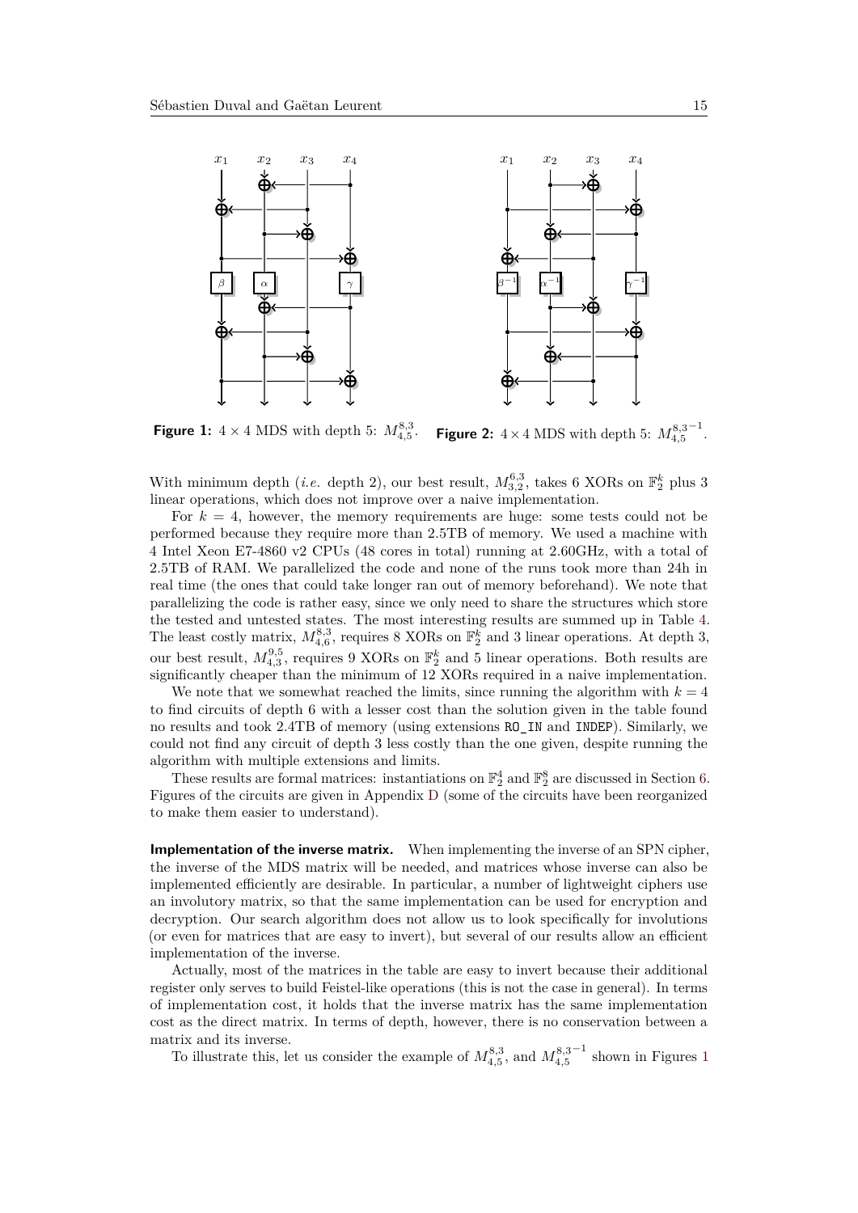**Figure 1:** $4 \times 4$ MDS with depth 5: $M_{4,5}^{8,3}$.

**Figure 2:** $4 \times 4$ MDS with depth 5: $M_{4,5}^{8,3^{-1}}$.

With minimum depth (*i.e.* depth 2), our best result, $M_{3,2}^{6,3}$, takes 6 XORs on $\mathbb{F}_2^k$ plus 3 linear operations, which does not improve over a naive implementation.

For $k = 4$, however, the memory requirements are huge: some tests could not be performed because they require more than 2.5TB of memory. We used a machine with 4 Intel Xeon E7-4860 v2 CPUs (48 cores in total) running at 2.60GHz, with a total of 2.5TB of RAM. We parallelized the code and none of the runs took more than 24h in real time (the ones that could take longer ran out of memory beforehand). We note that parallelizing the code is rather easy, since we only need to share the structures which store the tested and untested states. The most interesting results are summed up in Table 4. The least costly matrix, $M_{4,6}^{8,3}$, requires 8 XORs on $\mathbb{F}_2^k$ and 3 linear operations. At depth 3, our best result, $M_{4,3}^{9,5}$, requires 9 XORs on $\mathbb{F}_2^k$ and 5 linear operations. Both results are significantly cheaper than the minimum of 12 XORs required in a naive implementation.

We note that we somewhat reached the limits, since running the algorithm with $k = 4$ to find circuits of depth 6 with a lesser cost than the solution given in the table found no results and took 2.4TB of memory (using extensions RO_IN and INDEP). Similarly, we could not find any circuit of depth 3 less costly than the one given, despite running the algorithm with multiple extensions and limits.

These results are formal matrices: instantiations on $\mathbb{F}_2^4$ and $\mathbb{F}_2^8$ are discussed in Section 6. Figures of the circuits are given in Appendix D (some of the circuits have been reorganized to make them easier to understand).

**Implementation of the inverse matrix.** When implementing the inverse of an SPN cipher, the inverse of the MDS matrix will be needed, and matrices whose inverse can also be implemented efficiently are desirable. In particular, a number of lightweight ciphers use an involutory matrix, so that the same implementation can be used for encryption and decryption. Our search algorithm does not allow us to look specifically for involutions (or even for matrices that are easy to invert), but several of our results allow an efficient implementation of the inverse.

Actually, most of the matrices in the table are easy to invert because their additional register only serves to build Feistel-like operations (this is not the case in general). In terms of implementation cost, it holds that the inverse matrix has the same implementation cost as the direct matrix. In terms of depth, however, there is no conservation between a matrix and its inverse.

To illustrate this, let us consider the example of $M_{4,5}^{8,3}$, and $M_{4,5}^{8,3^{-1}}$ shown in Figures 1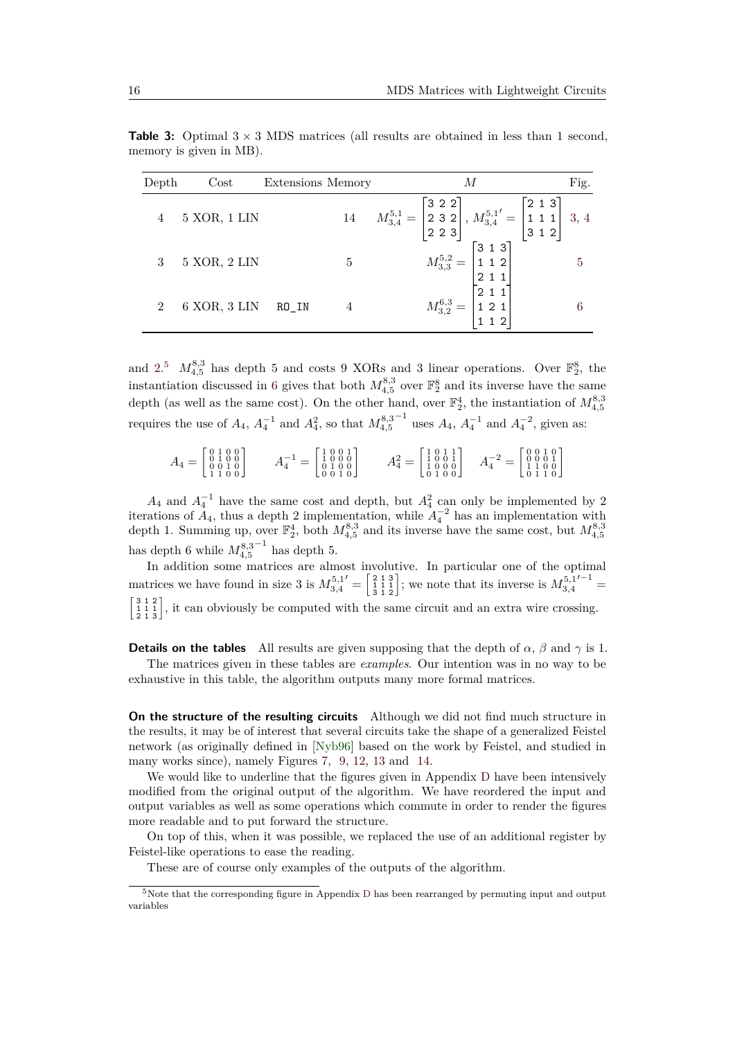**Table 3:** Optimal $3 \times 3$ MDS matrices (all results are obtained in less than 1 second, memory is given in MB).

| Depth | Cost | Extensions | Memory | $M$ | Fig. |
|---|---|---|---|---|---|
| 4 | 5 XOR, 1 LIN | | 14 | $M_{3,4}^{5,1} = \begin{bmatrix} 3 & 2 & 2 \\ 2 & 3 & 2 \\ 2 & 2 & 3 \end{bmatrix}$, $M_{3,4}^{5,1'} = \begin{bmatrix} 2 & 1 & 3 \\ 1 & 1 & 1 \\ 3 & 1 & 2 \end{bmatrix}$ | 3, 4 |
| 3 | 5 XOR, 2 LIN | | 5 | $M_{3,3}^{5,2} = \begin{bmatrix} 3 & 1 & 3 \\ 1 & 1 & 2 \\ 2 & 1 & 1 \end{bmatrix}$ | 5 |
| 2 | 6 XOR, 3 LIN | RO_IN | 4 | $M_{3,2}^{6,3} = \begin{bmatrix} 2 & 1 & 1 \\ 1 & 2 & 1 \\ 1 & 1 & 2 \end{bmatrix}$ | 6 |

and 2.[5] $M_{4,5}^{8,3}$ has depth 5 and costs 9 XORs and 3 linear operations. Over $\mathbb{F}_2^8$, the instantiation discussed in 6 gives that both $M_{4,5}^{8,3}$ over $\mathbb{F}_2^8$ and its inverse have the same depth (as well as the same cost). On the other hand, over $\mathbb{F}_2^4$, the instantiation of $M_{4,5}^{8,3}$ requires the use of $A_4$, $A_4^{-1}$ and $A_4^2$, so that $M_{4,5}^{8,3^{-1}}$ uses $A_4$, $A_4^{-1}$ and $A_4^{-2}$, given as:

$$A_4 = \begin{bmatrix} 0&1&0&0 \\ 0&1&0&0 \\ 0&0&1&0 \\ 1&1&0&0 \end{bmatrix} \qquad A_4^{-1} = \begin{bmatrix} 1&0&0&1 \\ 1&0&0&0 \\ 0&1&0&0 \\ 0&0&1&0 \end{bmatrix} \qquad A_4^2 = \begin{bmatrix} 1&0&1&1 \\ 1&0&0&1 \\ 1&0&0&0 \\ 0&1&0&0 \end{bmatrix} \quad A_4^{-2} = \begin{bmatrix} 0&0&1&0 \\ 0&0&0&1 \\ 1&1&0&0 \\ 0&1&1&0 \end{bmatrix}$$

$A_4$ and $A_4^{-1}$ have the same cost and depth, but $A_4^2$ can only be implemented by 2 iterations of $A_4$, thus a depth 2 implementation, while $A_4^{-2}$ has an implementation with depth 1. Summing up, over $\mathbb{F}_2^4$, both $M_{4,5}^{8,3}$ and its inverse have the same cost, but $M_{4,5}^{8,3}$ has depth 6 while $M_{4,5}^{8,3^{-1}}$ has depth 5.

In addition some matrices are almost involutive. In particular one of the optimal matrices we have found in size 3 is $M_{3,4}^{5,1'} = \begin{bmatrix} 2&1&3 \\ 1&1&1 \\ 3&1&2 \end{bmatrix}$; we note that its inverse is $M_{3,4}^{5,1'^{-1}} = \begin{bmatrix} 3&1&2 \\ 1&1&1 \\ 2&1&3 \end{bmatrix}$, it can obviously be computed with the same circuit and an extra wire crossing.

**Details on the tables** All results are given supposing that the depth of $\alpha$, $\beta$ and $\gamma$ is 1.

The matrices given in these tables are *examples*. Our intention was in no way to be exhaustive in this table, the algorithm outputs many more formal matrices.

**On the structure of the resulting circuits** Although we did not find much structure in the results, it may be of interest that several circuits take the shape of a generalized Feistel network (as originally defined in [Nyb96] based on the work by Feistel, and studied in many works since), namely Figures 7, 9, 12, 13 and 14.

We would like to underline that the figures given in Appendix D have been intensively modified from the original output of the algorithm. We have reordered the input and output variables as well as some operations which commute in order to render the figures more readable and to put forward the structure.

On top of this, when it was possible, we replaced the use of an additional register by Feistel-like operations to ease the reading.

These are of course only examples of the outputs of the algorithm.

[5] Note that the corresponding figure in Appendix D has been rearranged by permuting input and output variables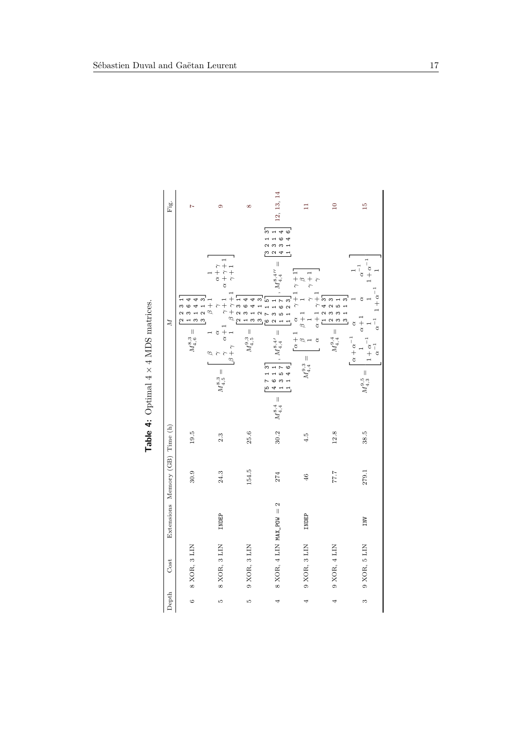**Table 4:** Optimal $4 \times 4$ MDS matrices.

| Depth | Cost | Extensions | Memory (GB) | Time (h) | $M$ | Fig. |
|---|---|---|---|---|---|---|
| 6 | 8 XOR, 3 LIN | | 30.9 | 19.5 | $M_{4,6}^{8,3} = \begin{bmatrix} 2 & 2 & 3 & 1 \\ 1 & 3 & 6 & 4 \\ 3 & 1 & 4 & 4 \\ 3 & 2 & 1 & 3 \end{bmatrix}$ | 7 |
| 5 | 8 XOR, 3 LIN | INDEP | 24.3 | 2.3 | $M_{4,5}^{8,3} = \begin{bmatrix} \beta & 1 & \beta+1 & 1 \\ \gamma & \alpha & \gamma & \alpha+\gamma \\ \gamma & \alpha+1 & \gamma+1 & \alpha+\gamma+1 \\ \beta+\gamma & 1 & \beta+\gamma+1 & \gamma+1 \end{bmatrix}$ | 9 |
| 5 | 9 XOR, 3 LIN | | 154.5 | 25.6 | $M_{4,5}^{9,3} = \begin{bmatrix} 2 & 2 & 3 & 1 \\ 1 & 3 & 6 & 4 \\ 3 & 1 & 4 & 4 \\ 3 & 2 & 1 & 3 \end{bmatrix}$ | 8 |
| 4 | 8 XOR, 4 LIN | MAX_POW = 2 | 274 | 30.2 | $M_{4,4}^{8,4} = \begin{bmatrix} 5 & 7 & 1 & 3 \\ 4 & 6 & 1 & 1 \\ 1 & 3 & 5 & 7 \\ 1 & 1 & 4 & 6 \end{bmatrix}$, $M_{4,4}^{8,4\prime} = \begin{bmatrix} 6 & 7 & 1 & 5 \\ 2 & 3 & 1 & 1 \\ 1 & 5 & 6 & 7 \\ 1 & 1 & 2 & 3 \end{bmatrix}$, $M_{4,4}^{8,4\prime\prime} = \begin{bmatrix} 3 & 2 & 1 & 3 \\ 2 & 3 & 1 & 1 \\ 4 & 3 & 6 & 4 \\ 1 & 1 & 4 & 6 \end{bmatrix}$ | 12, 13, 14 |
| 4 | 9 XOR, 3 LIN | INDEP | 46 | 4.5 | $M_{4,4}^{9,3} = \begin{bmatrix} \alpha+1 & \alpha & \gamma+1 & \gamma+1 \\ \beta & \beta+1 & 1 & \beta \\ 1 & 1 & \gamma & \gamma+1 \\ \alpha & \alpha+1 & \gamma+1 & \gamma \end{bmatrix}$ | 11 |
| 4 | 9 XOR, 4 LIN | | 77.7 | 12.8 | $M_{4,4}^{9,4} = \begin{bmatrix} 1 & 2 & 4 & 3 \\ 2 & 3 & 2 & 3 \\ 3 & 3 & 5 & 1 \\ 3 & 1 & 1 & 3 \end{bmatrix}$ | 10 |
| 3 | 9 XOR, 5 LIN | INV | 279.1 | 38.5 | $M_{4,3}^{9,5} = \begin{bmatrix} \alpha+\alpha^{-1} & \alpha & \alpha & 1 \\ 1 & \alpha+1 & \alpha & \alpha^{-1} \\ 1+\alpha^{-1} & 1 & 1 & 1+\alpha^{-1} \\ \alpha^{-1} & \alpha^{-1} & 1+\alpha^{-1} & 1 \end{bmatrix}$ | 15 |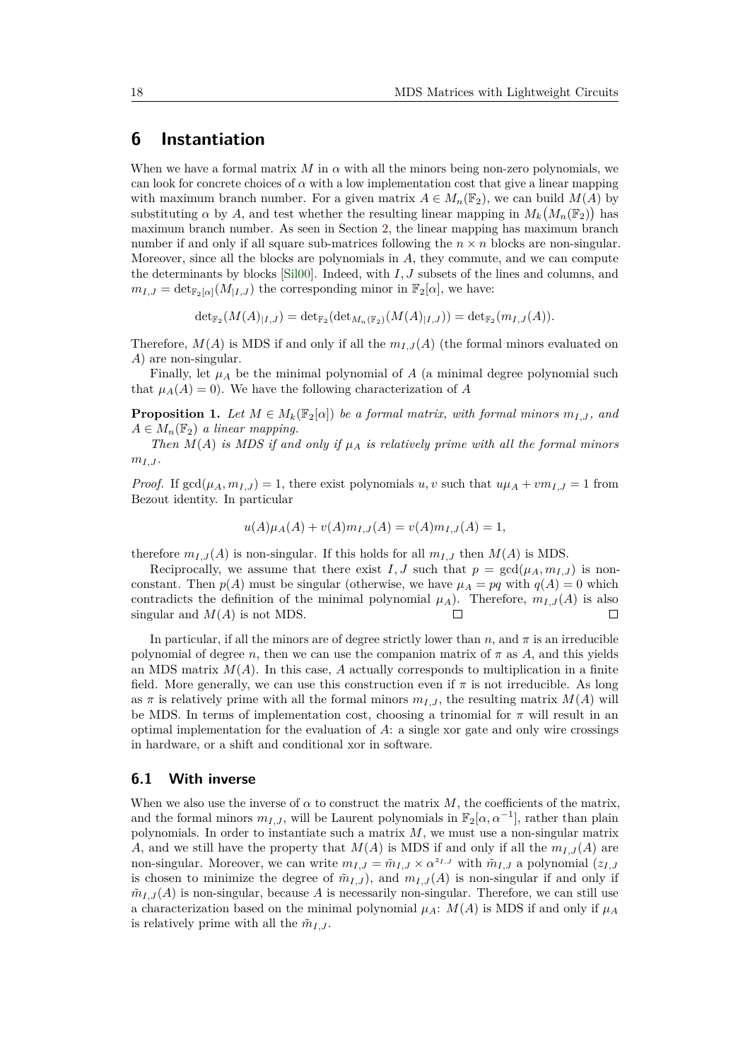# 6 Instantiation

When we have a formal matrix $M$ in $\alpha$ with all the minors being non-zero polynomials, we can look for concrete choices of $\alpha$ with a low implementation cost that give a linear mapping with maximum branch number. For a given matrix $A \in M_n(\mathbb{F}_2)$, we can build $M(A)$ by substituting $\alpha$ by $A$, and test whether the resulting linear mapping in $M_k\big(M_n(\mathbb{F}_2)\big)$ has maximum branch number. As seen in Section 2, the linear mapping has maximum branch number if and only if all square sub-matrices following the $n \times n$ blocks are non-singular. Moreover, since all the blocks are polynomials in $A$, they commute, and we can compute the determinants by blocks [Sil00]. Indeed, with $I, J$ subsets of the lines and columns, and $m_{I,J} = \det_{\mathbb{F}_2[\alpha]}(M_{|I,J})$ the corresponding minor in $\mathbb{F}_2[\alpha]$, we have:

$$\det_{\mathbb{F}_2}(M(A)_{|I,J}) = \det_{\mathbb{F}_2}(\det_{M_n(\mathbb{F}_2)}(M(A)_{|I,J})) = \det_{\mathbb{F}_2}(m_{I,J}(A)).$$

Therefore, $M(A)$ is MDS if and only if all the $m_{I,J}(A)$ (the formal minors evaluated on $A$) are non-singular.

Finally, let $\mu_A$ be the minimal polynomial of $A$ (a minimal degree polynomial such that $\mu_A(A) = 0$). We have the following characterization of $A$

**Proposition 1.** *Let $M \in M_k(\mathbb{F}_2[\alpha])$ be a formal matrix, with formal minors $m_{I,J}$, and $A \in M_n(\mathbb{F}_2)$ a linear mapping.*

*Then $M(A)$ is MDS if and only if $\mu_A$ is relatively prime with all the formal minors $m_{I,J}$.*

*Proof.* If $\gcd(\mu_A, m_{I,J}) = 1$, there exist polynomials $u, v$ such that $u\mu_A + vm_{I,J} = 1$ from Bezout identity. In particular

$$u(A)\mu_A(A) + v(A)m_{I,J}(A) = v(A)m_{I,J}(A) = 1,$$

therefore $m_{I,J}(A)$ is non-singular. If this holds for all $m_{I,J}$ then $M(A)$ is MDS.

Reciprocally, we assume that there exist $I, J$ such that $p = \gcd(\mu_A, m_{I,J})$ is non-constant. Then $p(A)$ must be singular (otherwise, we have $\mu_A = pq$ with $q(A) = 0$ which contradicts the definition of the minimal polynomial $\mu_A$). Therefore, $m_{I,J}(A)$ is also singular and $M(A)$ is not MDS. ∎

In particular, if all the minors are of degree strictly lower than $n$, and $\pi$ is an irreducible polynomial of degree $n$, then we can use the companion matrix of $\pi$ as $A$, and this yields an MDS matrix $M(A)$. In this case, $A$ actually corresponds to multiplication in a finite field. More generally, we can use this construction even if $\pi$ is not irreducible. As long as $\pi$ is relatively prime with all the formal minors $m_{I,J}$, the resulting matrix $M(A)$ will be MDS. In terms of implementation cost, choosing a trinomial for $\pi$ will result in an optimal implementation for the evaluation of $A$: a single xor gate and only wire crossings in hardware, or a shift and conditional xor in software.

## 6.1 With inverse

When we also use the inverse of $\alpha$ to construct the matrix $M$, the coefficients of the matrix, and the formal minors $m_{I,J}$, will be Laurent polynomials in $\mathbb{F}_2[\alpha, \alpha^{-1}]$, rather than plain polynomials. In order to instantiate such a matrix $M$, we must use a non-singular matrix $A$, and we still have the property that $M(A)$ is MDS if and only if all the $m_{I,J}(A)$ are non-singular. Moreover, we can write $m_{I,J} = \tilde{m}_{I,J} \times \alpha^{z_{I,J}}$ with $\tilde{m}_{I,J}$ a polynomial ($z_{I,J}$ is chosen to minimize the degree of $\tilde{m}_{I,J}$), and $m_{I,J}(A)$ is non-singular if and only if $\tilde{m}_{I,J}(A)$ is non-singular, because $A$ is necessarily non-singular. Therefore, we can still use a characterization based on the minimal polynomial $\mu_A$: $M(A)$ is MDS if and only if $\mu_A$ is relatively prime with all the $\tilde{m}_{I,J}$.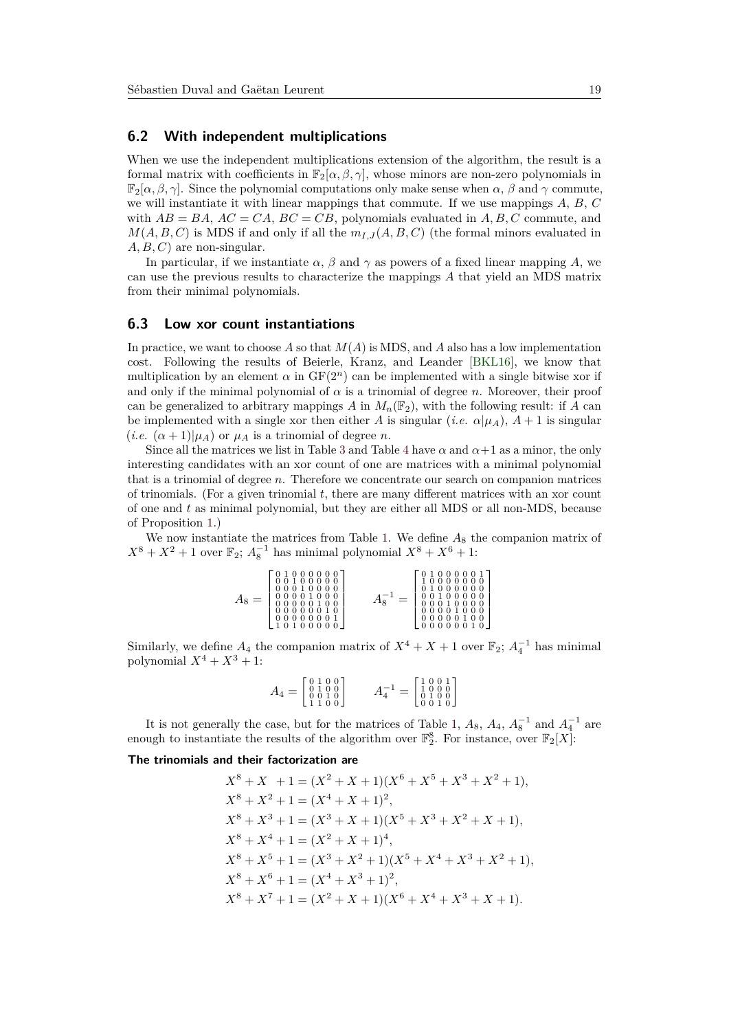## 6.2 With independent multiplications

When we use the independent multiplications extension of the algorithm, the result is a formal matrix with coefficients in $\mathbb{F}_2[\alpha, \beta, \gamma]$, whose minors are non-zero polynomials in $\mathbb{F}_2[\alpha, \beta, \gamma]$. Since the polynomial computations only make sense when $\alpha$, $\beta$ and $\gamma$ commute, we will instantiate it with linear mappings that commute. If we use mappings $A$, $B$, $C$ with $AB = BA$, $AC = CA$, $BC = CB$, polynomials evaluated in $A, B, C$ commute, and $M(A, B, C)$ is MDS if and only if all the $m_{I,J}(A, B, C)$ (the formal minors evaluated in $A, B, C$) are non-singular.

In particular, if we instantiate $\alpha$, $\beta$ and $\gamma$ as powers of a fixed linear mapping $A$, we can use the previous results to characterize the mappings $A$ that yield an MDS matrix from their minimal polynomials.

## 6.3 Low xor count instantiations

In practice, we want to choose $A$ so that $M(A)$ is MDS, and $A$ also has a low implementation cost. Following the results of Beierle, Kranz, and Leander [BKL16], we know that multiplication by an element $\alpha$ in $\mathrm{GF}(2^n)$ can be implemented with a single bitwise xor if and only if the minimal polynomial of $\alpha$ is a trinomial of degree $n$. Moreover, their proof can be generalized to arbitrary mappings $A$ in $M_n(\mathbb{F}_2)$, with the following result: if $A$ can be implemented with a single xor then either $A$ is singular (*i.e.* $\alpha | \mu_A$), $A + 1$ is singular (*i.e.* $(\alpha + 1) | \mu_A$) or $\mu_A$ is a trinomial of degree $n$.

Since all the matrices we list in Table 3 and Table 4 have $\alpha$ and $\alpha + 1$ as a minor, the only interesting candidates with an xor count of one are matrices with a minimal polynomial that is a trinomial of degree $n$. Therefore we concentrate our search on companion matrices of trinomials. (For a given trinomial $t$, there are many different matrices with an xor count of one and $t$ as minimal polynomial, but they are either all MDS or all non-MDS, because of Proposition 1.)

We now instantiate the matrices from Table 1. We define $A_8$ the companion matrix of $X^8 + X^2 + 1$ over $\mathbb{F}_2$; $A_8^{-1}$ has minimal polynomial $X^8 + X^6 + 1$:

$$A_8 = \begin{bmatrix} 0&1&0&0&0&0&0&0 \\ 0&0&1&0&0&0&0&0 \\ 0&0&0&1&0&0&0&0 \\ 0&0&0&0&1&0&0&0 \\ 0&0&0&0&0&1&0&0 \\ 0&0&0&0&0&0&1&0 \\ 0&0&0&0&0&0&0&1 \\ 1&0&1&0&0&0&0&0 \end{bmatrix} \qquad A_8^{-1} = \begin{bmatrix} 0&1&0&0&0&0&0&1 \\ 1&0&0&0&0&0&0&0 \\ 0&1&0&0&0&0&0&0 \\ 0&0&1&0&0&0&0&0 \\ 0&0&0&1&0&0&0&0 \\ 0&0&0&0&1&0&0&0 \\ 0&0&0&0&0&1&0&0 \\ 0&0&0&0&0&0&1&0 \end{bmatrix}$$

Similarly, we define $A_4$ the companion matrix of $X^4 + X + 1$ over $\mathbb{F}_2$; $A_4^{-1}$ has minimal polynomial $X^4 + X^3 + 1$:

$$A_4 = \begin{bmatrix} 0&1&0&0 \\ 0&1&0&0 \\ 0&0&1&0 \\ 1&1&0&0 \end{bmatrix} \qquad A_4^{-1} = \begin{bmatrix} 1&0&0&1 \\ 1&0&0&0 \\ 0&1&0&0 \\ 0&0&1&0 \end{bmatrix}$$

It is not generally the case, but for the matrices of Table 1, $A_8$, $A_4$, $A_8^{-1}$ and $A_4^{-1}$ are enough to instantiate the results of the algorithm over $\mathbb{F}_2^8$. For instance, over $\mathbb{F}_2[X]$:

**The trinomials and their factorization are**

$$\begin{aligned}
X^8 + X \;\; + 1 &= (X^2 + X + 1)(X^6 + X^5 + X^3 + X^2 + 1), \\
X^8 + X^2 + 1 &= (X^4 + X + 1)^2, \\
X^8 + X^3 + 1 &= (X^3 + X + 1)(X^5 + X^3 + X^2 + X + 1), \\
X^8 + X^4 + 1 &= (X^2 + X + 1)^4, \\
X^8 + X^5 + 1 &= (X^3 + X^2 + 1)(X^5 + X^4 + X^3 + X^2 + 1), \\
X^8 + X^6 + 1 &= (X^4 + X^3 + 1)^2, \\
X^8 + X^7 + 1 &= (X^2 + X + 1)(X^6 + X^4 + X^3 + X + 1).
\end{aligned}$$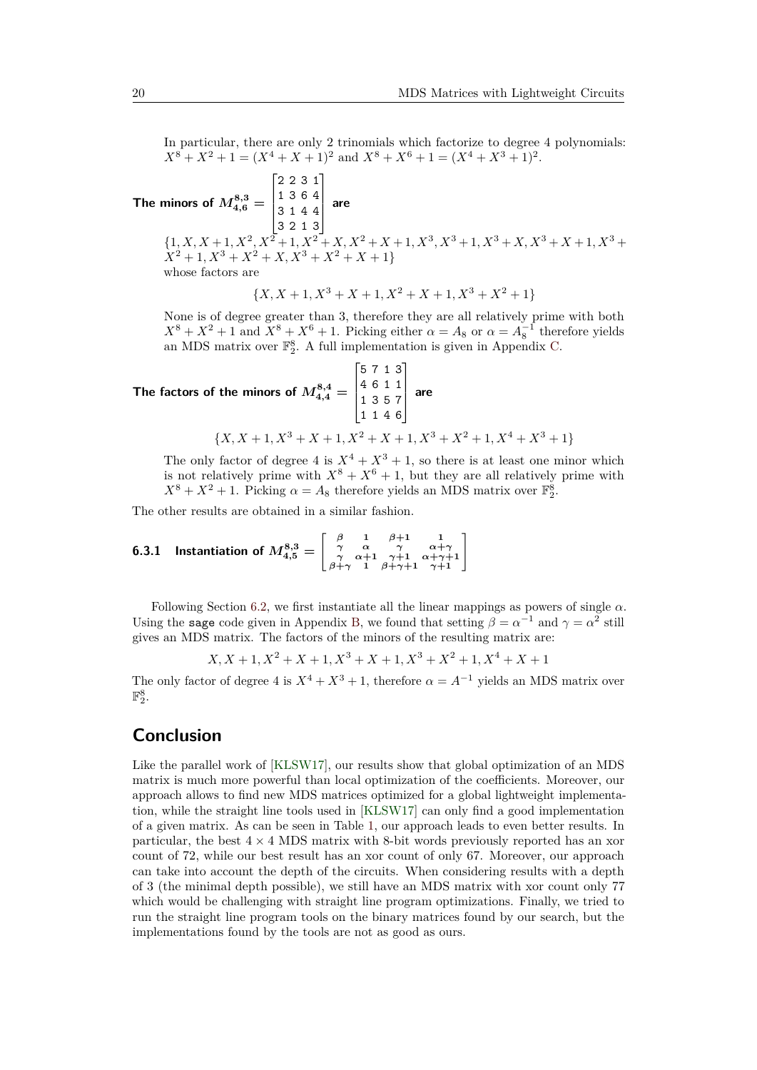In particular, there are only 2 trinomials which factorize to degree 4 polynomials: $X^8 + X^2 + 1 = (X^4 + X + 1)^2$ and $X^8 + X^6 + 1 = (X^4 + X^3 + 1)^2$.

**The minors of** $M^{8,3}_{4,6} = \begin{bmatrix} 2 & 2 & 3 & 1 \\ 1 & 3 & 6 & 4 \\ 3 & 1 & 4 & 4 \\ 3 & 2 & 1 & 3 \end{bmatrix}$ **are**

$\{1, X, X+1, X^2, X^2+1, X^2+X, X^2+X+1, X^3, X^3+1, X^3+X, X^3+X+1, X^3+X^2+1, X^3+X^2+X, X^3+X^2+X+1\}$
whose factors are

$$\{X, X+1, X^3+X+1, X^2+X+1, X^3+X^2+1\}$$

None is of degree greater than 3, therefore they are all relatively prime with both $X^8 + X^2 + 1$ and $X^8 + X^6 + 1$. Picking either $\alpha = A_8$ or $\alpha = A_8^{-1}$ therefore yields an MDS matrix over $\mathbb{F}_2^8$. A full implementation is given in Appendix C.

**The factors of the minors of** $M^{8,4}_{4,4} = \begin{bmatrix} 5 & 7 & 1 & 3 \\ 4 & 6 & 1 & 1 \\ 1 & 3 & 5 & 7 \\ 1 & 1 & 4 & 6 \end{bmatrix}$ **are**

$$\{X, X+1, X^3+X+1, X^2+X+1, X^3+X^2+1, X^4+X^3+1\}$$

The only factor of degree 4 is $X^4 + X^3 + 1$, so there is at least one minor which is not relatively prime with $X^8 + X^6 + 1$, but they are all relatively prime with $X^8 + X^2 + 1$. Picking $\alpha = A_8$ therefore yields an MDS matrix over $\mathbb{F}_2^8$.

The other results are obtained in a similar fashion.

### 6.3.1 Instantiation of $M^{8,3}_{4,5} = \begin{bmatrix} \beta & 1 & \beta+1 & 1 \\ \gamma & \alpha & \gamma & \alpha+\gamma \\ \gamma & \alpha+1 & \gamma+1 & \alpha+\gamma+1 \\ \beta+\gamma & 1 & \beta+\gamma+1 & \gamma+1 \end{bmatrix}$

Following Section 6.2, we first instantiate all the linear mappings as powers of single $\alpha$. Using the `sage` code given in Appendix B, we found that setting $\beta = \alpha^{-1}$ and $\gamma = \alpha^2$ still gives an MDS matrix. The factors of the minors of the resulting matrix are:

$$X, X+1, X^2+X+1, X^3+X+1, X^3+X^2+1, X^4+X+1$$

The only factor of degree 4 is $X^4 + X^3 + 1$, therefore $\alpha = A^{-1}$ yields an MDS matrix over $\mathbb{F}_2^8$.

## Conclusion

Like the parallel work of [KLSW17], our results show that global optimization of an MDS matrix is much more powerful than local optimization of the coefficients. Moreover, our approach allows to find new MDS matrices optimized for a global lightweight implementation, while the straight line tools used in [KLSW17] can only find a good implementation of a given matrix. As can be seen in Table 1, our approach leads to even better results. In particular, the best $4 \times 4$ MDS matrix with 8-bit words previously reported has an xor count of 72, while our best result has an xor count of only 67. Moreover, our approach can take into account the depth of the circuits. When considering results with a depth of 3 (the minimal depth possible), we still have an MDS matrix with xor count only 77 which would be challenging with straight line program optimizations. Finally, we tried to run the straight line program tools on the binary matrices found by our search, but the implementations found by the tools are not as good as ours.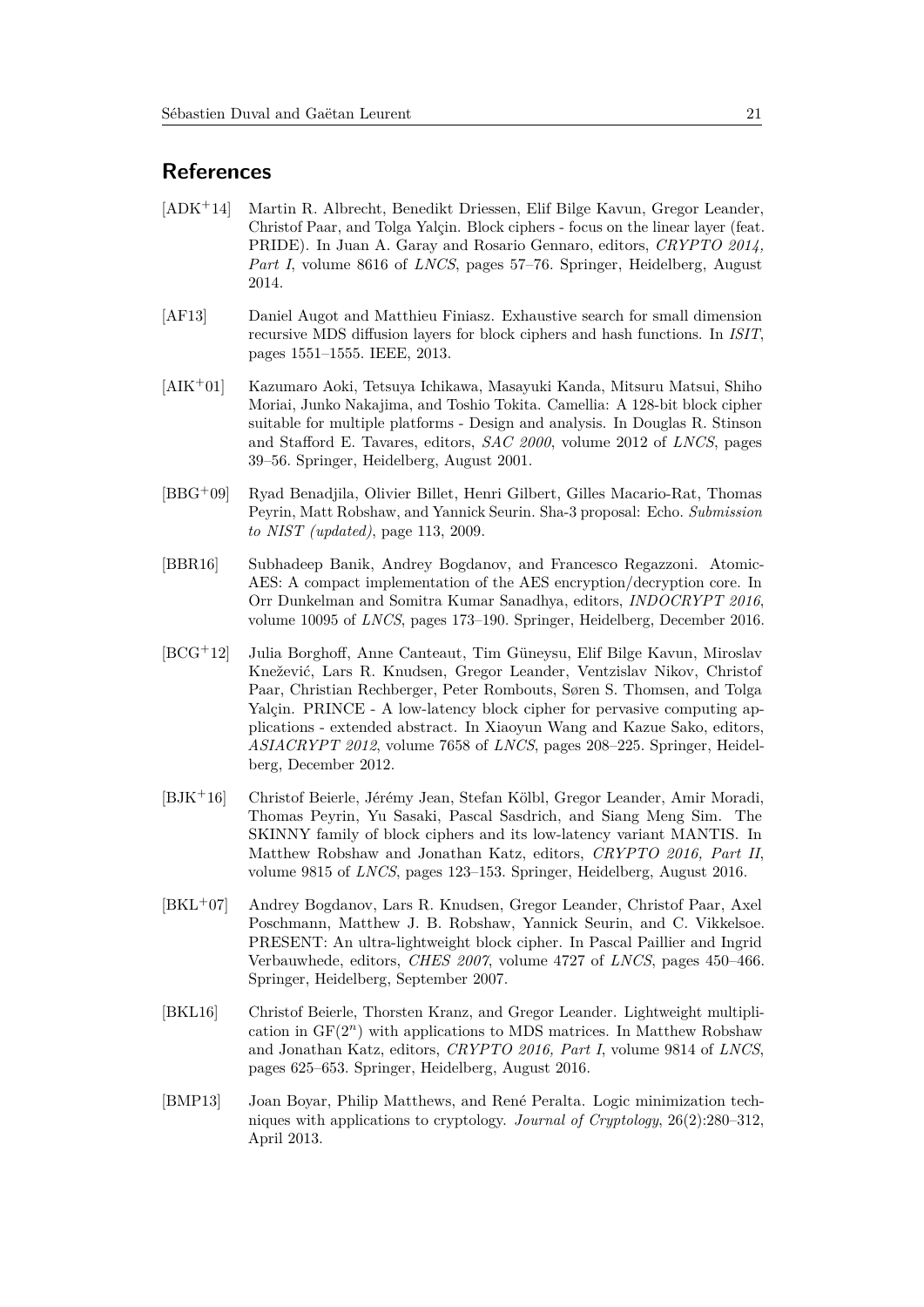## References

[ADK+14] Martin R. Albrecht, Benedikt Driessen, Elif Bilge Kavun, Gregor Leander, Christof Paar, and Tolga Yalçin. Block ciphers - focus on the linear layer (feat. PRIDE). In Juan A. Garay and Rosario Gennaro, editors, *CRYPTO 2014, Part I*, volume 8616 of *LNCS*, pages 57–76. Springer, Heidelberg, August 2014.

[AF13] Daniel Augot and Matthieu Finiasz. Exhaustive search for small dimension recursive MDS diffusion layers for block ciphers and hash functions. In *ISIT*, pages 1551–1555. IEEE, 2013.

[AIK+01] Kazumaro Aoki, Tetsuya Ichikawa, Masayuki Kanda, Mitsuru Matsui, Shiho Moriai, Junko Nakajima, and Toshio Tokita. Camellia: A 128-bit block cipher suitable for multiple platforms - Design and analysis. In Douglas R. Stinson and Stafford E. Tavares, editors, *SAC 2000*, volume 2012 of *LNCS*, pages 39–56. Springer, Heidelberg, August 2001.

[BBG+09] Ryad Benadjila, Olivier Billet, Henri Gilbert, Gilles Macario-Rat, Thomas Peyrin, Matt Robshaw, and Yannick Seurin. Sha-3 proposal: Echo. *Submission to NIST (updated)*, page 113, 2009.

[BBR16] Subhadeep Banik, Andrey Bogdanov, and Francesco Regazzoni. Atomic-AES: A compact implementation of the AES encryption/decryption core. In Orr Dunkelman and Somitra Kumar Sanadhya, editors, *INDOCRYPT 2016*, volume 10095 of *LNCS*, pages 173–190. Springer, Heidelberg, December 2016.

[BCG+12] Julia Borghoff, Anne Canteaut, Tim Güneysu, Elif Bilge Kavun, Miroslav Knežević, Lars R. Knudsen, Gregor Leander, Ventzislav Nikov, Christof Paar, Christian Rechberger, Peter Rombouts, Søren S. Thomsen, and Tolga Yalçin. PRINCE - A low-latency block cipher for pervasive computing applications - extended abstract. In Xiaoyun Wang and Kazue Sako, editors, *ASIACRYPT 2012*, volume 7658 of *LNCS*, pages 208–225. Springer, Heidelberg, December 2012.

[BJK+16] Christof Beierle, Jérémy Jean, Stefan Kölbl, Gregor Leander, Amir Moradi, Thomas Peyrin, Yu Sasaki, Pascal Sasdrich, and Siang Meng Sim. The SKINNY family of block ciphers and its low-latency variant MANTIS. In Matthew Robshaw and Jonathan Katz, editors, *CRYPTO 2016, Part II*, volume 9815 of *LNCS*, pages 123–153. Springer, Heidelberg, August 2016.

[BKL+07] Andrey Bogdanov, Lars R. Knudsen, Gregor Leander, Christof Paar, Axel Poschmann, Matthew J. B. Robshaw, Yannick Seurin, and C. Vikkelsoe. PRESENT: An ultra-lightweight block cipher. In Pascal Paillier and Ingrid Verbauwhede, editors, *CHES 2007*, volume 4727 of *LNCS*, pages 450–466. Springer, Heidelberg, September 2007.

[BKL16] Christof Beierle, Thorsten Kranz, and Gregor Leander. Lightweight multiplication in $\mathrm{GF}(2^n)$ with applications to MDS matrices. In Matthew Robshaw and Jonathan Katz, editors, *CRYPTO 2016, Part I*, volume 9814 of *LNCS*, pages 625–653. Springer, Heidelberg, August 2016.

[BMP13] Joan Boyar, Philip Matthews, and René Peralta. Logic minimization techniques with applications to cryptology. *Journal of Cryptology*, 26(2):280–312, April 2013.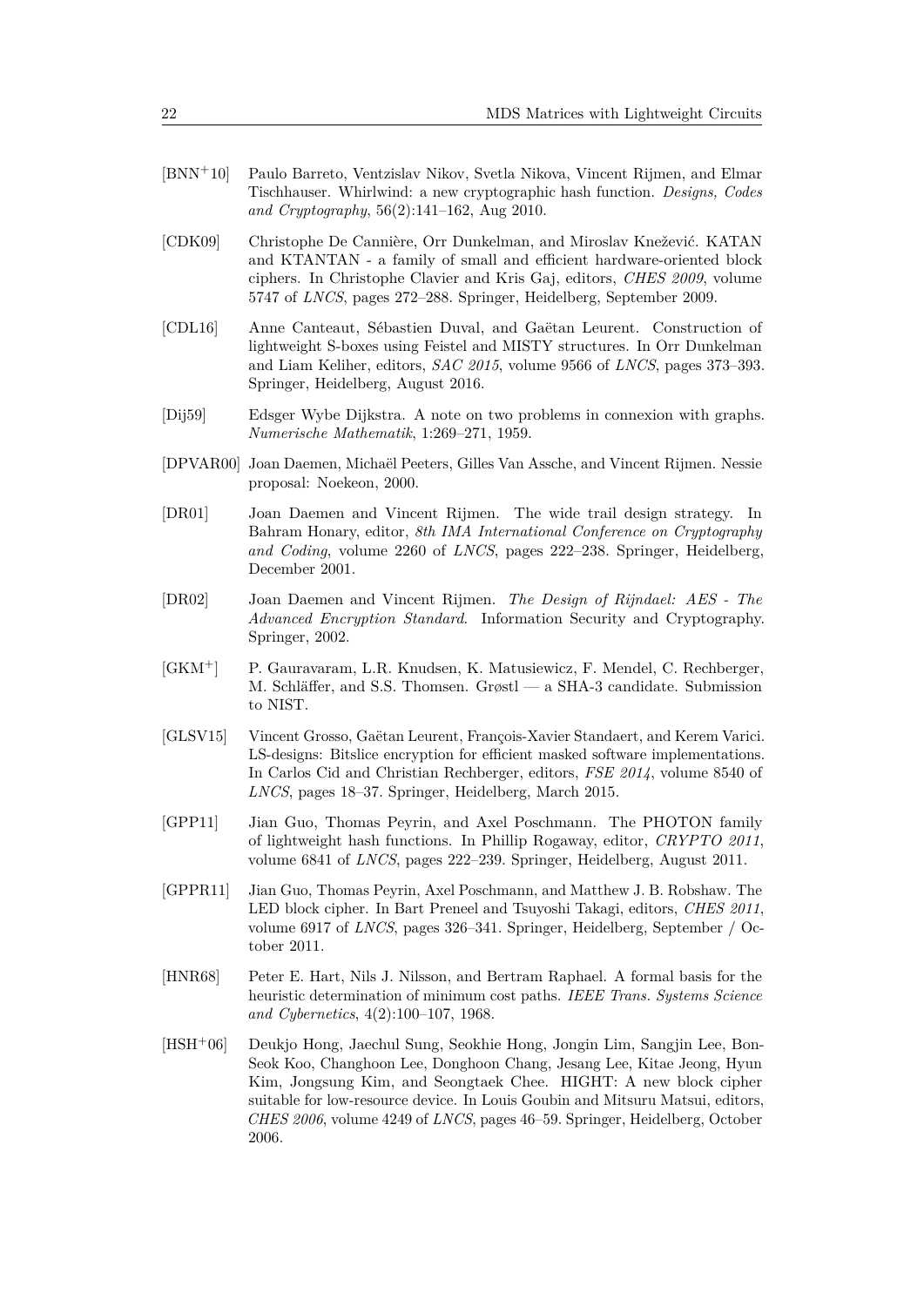[BNN[+]10] Paulo Barreto, Ventzislav Nikov, Svetla Nikova, Vincent Rijmen, and Elmar Tischhauser. Whirlwind: a new cryptographic hash function. *Designs, Codes and Cryptography*, 56(2):141–162, Aug 2010.

[CDK09] Christophe De Cannière, Orr Dunkelman, and Miroslav Knežević. KATAN and KTANTAN - a family of small and efficient hardware-oriented block ciphers. In Christophe Clavier and Kris Gaj, editors, *CHES 2009*, volume 5747 of *LNCS*, pages 272–288. Springer, Heidelberg, September 2009.

[CDL16] Anne Canteaut, Sébastien Duval, and Gaëtan Leurent. Construction of lightweight S-boxes using Feistel and MISTY structures. In Orr Dunkelman and Liam Keliher, editors, *SAC 2015*, volume 9566 of *LNCS*, pages 373–393. Springer, Heidelberg, August 2016.

[Dij59] Edsger Wybe Dijkstra. A note on two problems in connexion with graphs. *Numerische Mathematik*, 1:269–271, 1959.

[DPVAR00] Joan Daemen, Michaël Peeters, Gilles Van Assche, and Vincent Rijmen. Nessie proposal: Noekeon, 2000.

[DR01] Joan Daemen and Vincent Rijmen. The wide trail design strategy. In Bahram Honary, editor, *8th IMA International Conference on Cryptography and Coding*, volume 2260 of *LNCS*, pages 222–238. Springer, Heidelberg, December 2001.

[DR02] Joan Daemen and Vincent Rijmen. *The Design of Rijndael: AES - The Advanced Encryption Standard*. Information Security and Cryptography. Springer, 2002.

[GKM[+]] P. Gauravaram, L.R. Knudsen, K. Matusiewicz, F. Mendel, C. Rechberger, M. Schläffer, and S.S. Thomsen. Grøstl — a SHA-3 candidate. Submission to NIST.

[GLSV15] Vincent Grosso, Gaëtan Leurent, François-Xavier Standaert, and Kerem Varici. LS-designs: Bitslice encryption for efficient masked software implementations. In Carlos Cid and Christian Rechberger, editors, *FSE 2014*, volume 8540 of *LNCS*, pages 18–37. Springer, Heidelberg, March 2015.

[GPP11] Jian Guo, Thomas Peyrin, and Axel Poschmann. The PHOTON family of lightweight hash functions. In Phillip Rogaway, editor, *CRYPTO 2011*, volume 6841 of *LNCS*, pages 222–239. Springer, Heidelberg, August 2011.

[GPPR11] Jian Guo, Thomas Peyrin, Axel Poschmann, and Matthew J. B. Robshaw. The LED block cipher. In Bart Preneel and Tsuyoshi Takagi, editors, *CHES 2011*, volume 6917 of *LNCS*, pages 326–341. Springer, Heidelberg, September / October 2011.

[HNR68] Peter E. Hart, Nils J. Nilsson, and Bertram Raphael. A formal basis for the heuristic determination of minimum cost paths. *IEEE Trans. Systems Science and Cybernetics*, 4(2):100–107, 1968.

[HSH[+]06] Deukjo Hong, Jaechul Sung, Seokhie Hong, Jongin Lim, Sangjin Lee, Bon-Seok Koo, Changhoon Lee, Donghoon Chang, Jesang Lee, Kitae Jeong, Hyun Kim, Jongsung Kim, and Seongtaek Chee. HIGHT: A new block cipher suitable for low-resource device. In Louis Goubin and Mitsuru Matsui, editors, *CHES 2006*, volume 4249 of *LNCS*, pages 46–59. Springer, Heidelberg, October 2006.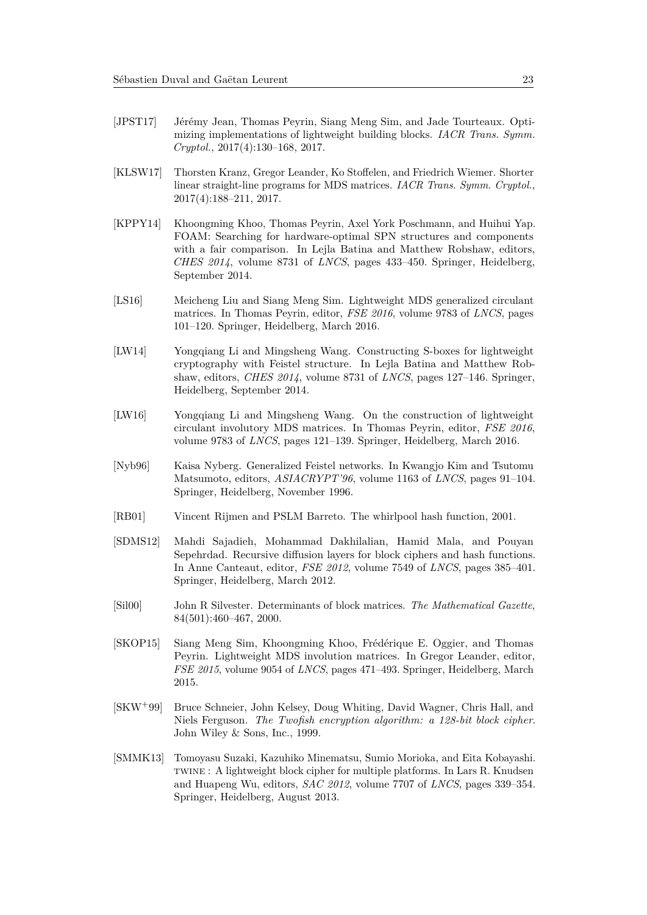[JPST17] Jérémy Jean, Thomas Peyrin, Siang Meng Sim, and Jade Tourteaux. Optimizing implementations of lightweight building blocks. *IACR Trans. Symm. Cryptol.*, 2017(4):130–168, 2017.

[KLSW17] Thorsten Kranz, Gregor Leander, Ko Stoffelen, and Friedrich Wiemer. Shorter linear straight-line programs for MDS matrices. *IACR Trans. Symm. Cryptol.*, 2017(4):188–211, 2017.

[KPPY14] Khoongming Khoo, Thomas Peyrin, Axel York Poschmann, and Huihui Yap. FOAM: Searching for hardware-optimal SPN structures and components with a fair comparison. In Lejla Batina and Matthew Robshaw, editors, *CHES 2014*, volume 8731 of *LNCS*, pages 433–450. Springer, Heidelberg, September 2014.

[LS16] Meicheng Liu and Siang Meng Sim. Lightweight MDS generalized circulant matrices. In Thomas Peyrin, editor, *FSE 2016*, volume 9783 of *LNCS*, pages 101–120. Springer, Heidelberg, March 2016.

[LW14] Yongqiang Li and Mingsheng Wang. Constructing S-boxes for lightweight cryptography with Feistel structure. In Lejla Batina and Matthew Robshaw, editors, *CHES 2014*, volume 8731 of *LNCS*, pages 127–146. Springer, Heidelberg, September 2014.

[LW16] Yongqiang Li and Mingsheng Wang. On the construction of lightweight circulant involutory MDS matrices. In Thomas Peyrin, editor, *FSE 2016*, volume 9783 of *LNCS*, pages 121–139. Springer, Heidelberg, March 2016.

[Nyb96] Kaisa Nyberg. Generalized Feistel networks. In Kwangjo Kim and Tsutomu Matsumoto, editors, *ASIACRYPT'96*, volume 1163 of *LNCS*, pages 91–104. Springer, Heidelberg, November 1996.

[RB01] Vincent Rijmen and PSLM Barreto. The whirlpool hash function, 2001.

[SDMS12] Mahdi Sajadieh, Mohammad Dakhilalian, Hamid Mala, and Pouyan Sepehrdad. Recursive diffusion layers for block ciphers and hash functions. In Anne Canteaut, editor, *FSE 2012*, volume 7549 of *LNCS*, pages 385–401. Springer, Heidelberg, March 2012.

[Sil00] John R Silvester. Determinants of block matrices. *The Mathematical Gazette*, 84(501):460–467, 2000.

[SKOP15] Siang Meng Sim, Khoongming Khoo, Frédérique E. Oggier, and Thomas Peyrin. Lightweight MDS involution matrices. In Gregor Leander, editor, *FSE 2015*, volume 9054 of *LNCS*, pages 471–493. Springer, Heidelberg, March 2015.

[SKW+99] Bruce Schneier, John Kelsey, Doug Whiting, David Wagner, Chris Hall, and Niels Ferguson. *The Twofish encryption algorithm: a 128-bit block cipher*. John Wiley & Sons, Inc., 1999.

[SMMK13] Tomoyasu Suzaki, Kazuhiko Minematsu, Sumio Morioka, and Eita Kobayashi. TWINE : A lightweight block cipher for multiple platforms. In Lars R. Knudsen and Huapeng Wu, editors, *SAC 2012*, volume 7707 of *LNCS*, pages 339–354. Springer, Heidelberg, August 2013.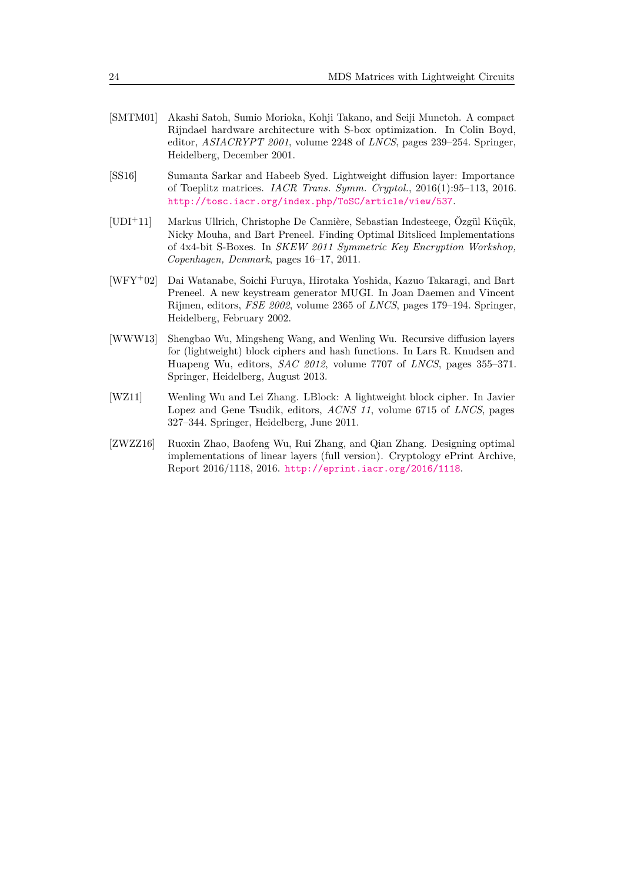[SMTM01] Akashi Satoh, Sumio Morioka, Kohji Takano, and Seiji Munetoh. A compact Rijndael hardware architecture with S-box optimization. In Colin Boyd, editor, *ASIACRYPT 2001*, volume 2248 of *LNCS*, pages 239–254. Springer, Heidelberg, December 2001.

[SS16] Sumanta Sarkar and Habeeb Syed. Lightweight diffusion layer: Importance of Toeplitz matrices. *IACR Trans. Symm. Cryptol.*, 2016(1):95–113, 2016. http://tosc.iacr.org/index.php/ToSC/article/view/537.

[UDI+11] Markus Ullrich, Christophe De Cannière, Sebastian Indesteege, Özgül Küçük, Nicky Mouha, and Bart Preneel. Finding Optimal Bitsliced Implementations of 4x4-bit S-Boxes. In *SKEW 2011 Symmetric Key Encryption Workshop, Copenhagen, Denmark*, pages 16–17, 2011.

[WFY+02] Dai Watanabe, Soichi Furuya, Hirotaka Yoshida, Kazuo Takaragi, and Bart Preneel. A new keystream generator MUGI. In Joan Daemen and Vincent Rijmen, editors, *FSE 2002*, volume 2365 of *LNCS*, pages 179–194. Springer, Heidelberg, February 2002.

[WWW13] Shengbao Wu, Mingsheng Wang, and Wenling Wu. Recursive diffusion layers for (lightweight) block ciphers and hash functions. In Lars R. Knudsen and Huapeng Wu, editors, *SAC 2012*, volume 7707 of *LNCS*, pages 355–371. Springer, Heidelberg, August 2013.

[WZ11] Wenling Wu and Lei Zhang. LBlock: A lightweight block cipher. In Javier Lopez and Gene Tsudik, editors, *ACNS 11*, volume 6715 of *LNCS*, pages 327–344. Springer, Heidelberg, June 2011.

[ZWZZ16] Ruoxin Zhao, Baofeng Wu, Rui Zhang, and Qian Zhang. Designing optimal implementations of linear layers (full version). Cryptology ePrint Archive, Report 2016/1118, 2016. http://eprint.iacr.org/2016/1118.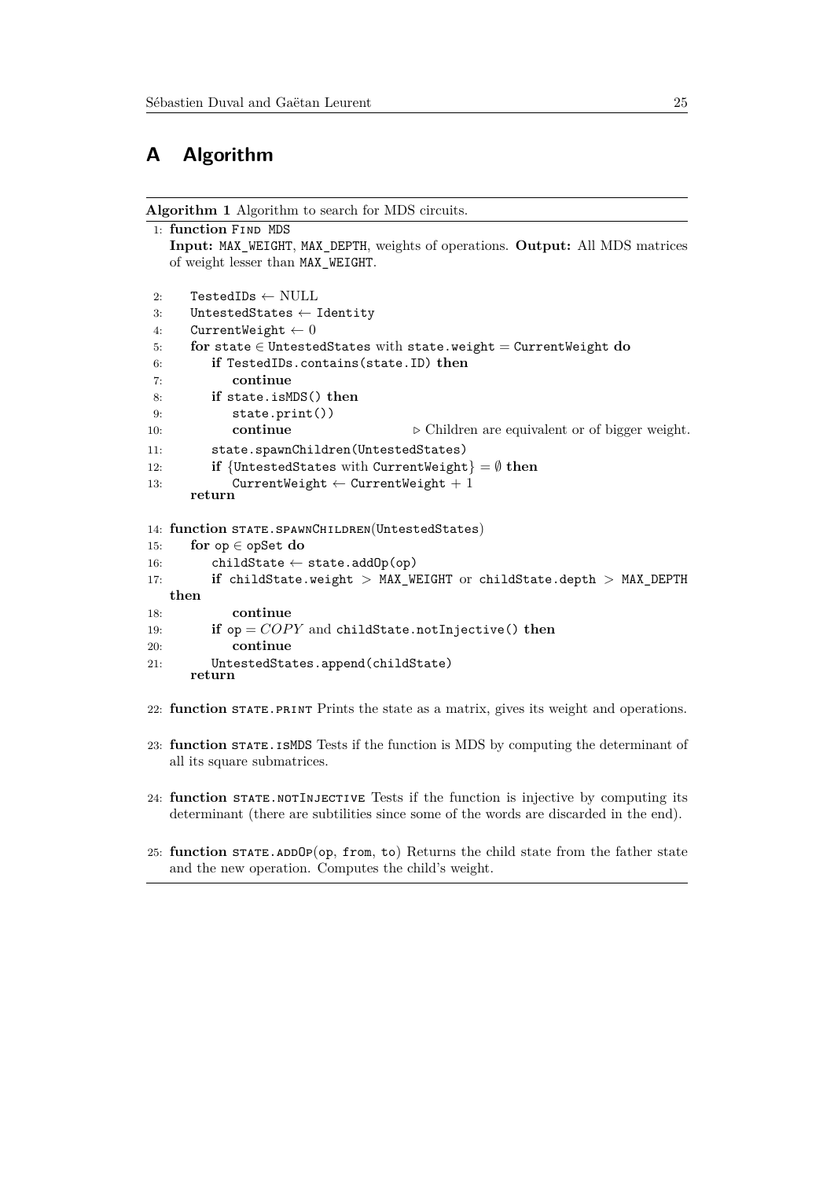# A Algorithm

**Algorithm 1** Algorithm to search for MDS circuits.

```
1: function FIND MDS
   Input: MAX_WEIGHT, MAX_DEPTH, weights of operations. Output: All MDS matrices
   of weight lesser than MAX_WEIGHT.

2:     TestedIDs ← NULL
3:     UntestedStates ← Identity
4:     CurrentWeight ← 0
5:     for state ∈ UntestedStates with state.weight = CurrentWeight do
6:         if TestedIDs.contains(state.ID) then
7:             continue
8:         if state.isMDS() then
9:             state.print()
10:            continue                  ▷ Children are equivalent or of bigger weight.
11:        state.spawnChildren(UntestedStates)
12:        if {UntestedStates with CurrentWeight} = ∅ then
13:            CurrentWeight ← CurrentWeight + 1
       return

14: function STATE.SPAWNCHILDREN(UntestedStates)
15:     for op ∈ opSet do
16:         childState ← state.addOp(op)
17:         if childState.weight > MAX_WEIGHT or childState.depth > MAX_DEPTH
    then
18:             continue
19:         if op = COPY and childState.notInjective() then
20:             continue
21:         UntestedStates.append(childState)
       return

22: function STATE.PRINT Prints the state as a matrix, gives its weight and operations.

23: function STATE.ISMDS Tests if the function is MDS by computing the determinant of
    all its square submatrices.

24: function STATE.NOTINJECTIVE Tests if the function is injective by computing its
    determinant (there are subtilities since some of the words are discarded in the end).

25: function STATE.ADDOP(op, from, to) Returns the child state from the father state
    and the new operation. Computes the child's weight.
```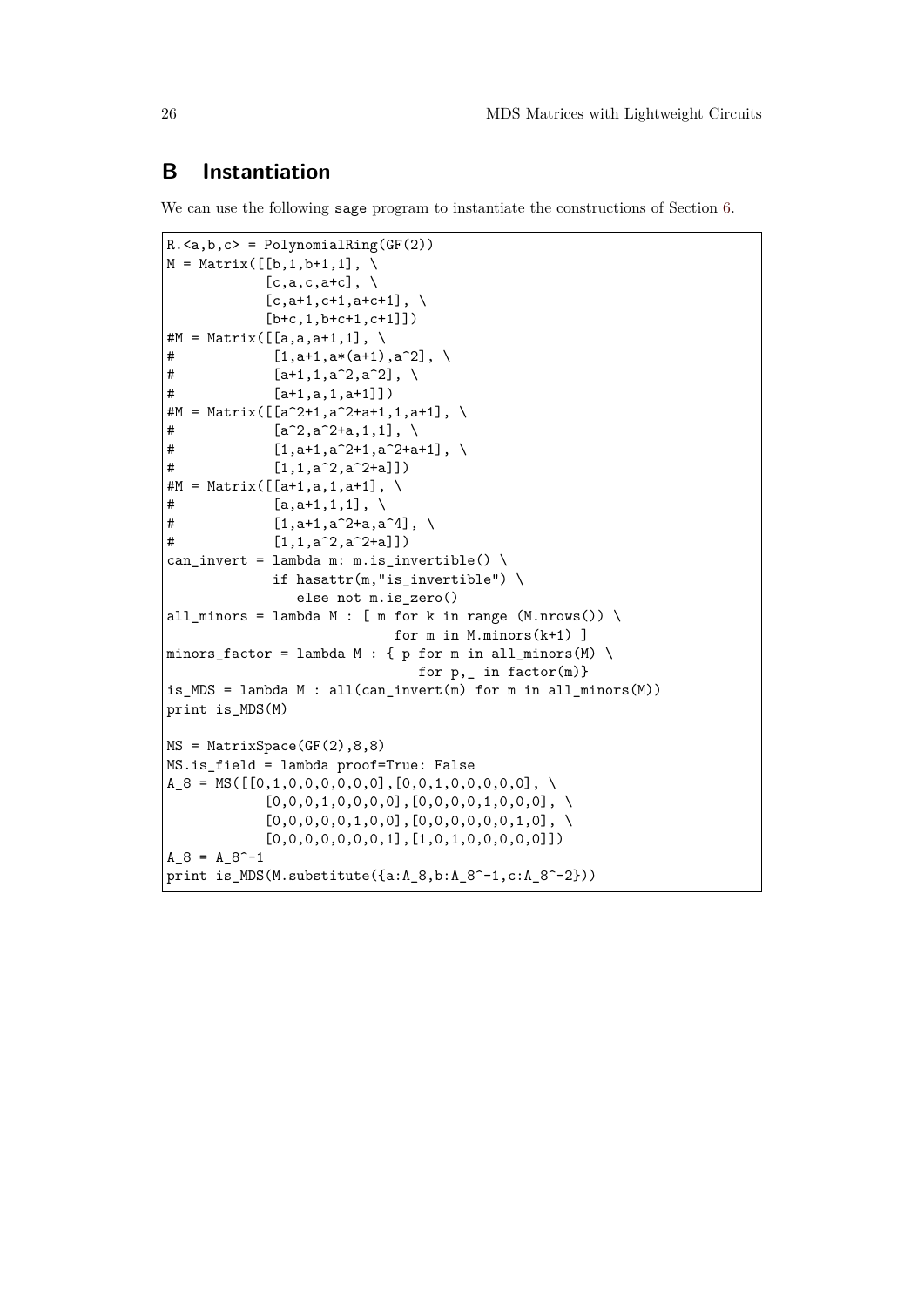# B Instantiation

We can use the following sage program to instantiate the constructions of Section 6.

```
R.<a,b,c> = PolynomialRing(GF(2))
M = Matrix([[b,1,b+1,1], \
            [c,a,c,a+c], \
            [c,a+1,c+1,a+c+1], \
            [b+c,1,b+c+1,c+1]])
#M = Matrix([[a,a,a+1,1], \
#            [1,a+1,a*(a+1),a^2], \
#            [a+1,1,a^2,a^2], \
#            [a+1,a,1,a+1]])
#M = Matrix([[a^2+1,a^2+a+1,1,a+1], \
#            [a^2,a^2+a,1,1], \
#            [1,a+1,a^2+1,a^2+a+1], \
#            [1,1,a^2,a^2+a]])
#M = Matrix([[a+1,a,1,a+1], \
#            [a,a+1,1,1], \
#            [1,a+1,a^2+a,a^4], \
#            [1,1,a^2,a^2+a]])
can_invert = lambda m: m.is_invertible() \
             if hasattr(m,"is_invertible") \
                else not m.is_zero()
all_minors = lambda M : [ m for k in range (M.nrows()) \
                            for m in M.minors(k+1) ]
minors_factor = lambda M : { p for m in all_minors(M) \
                               for p,_ in factor(m)}
is_MDS = lambda M : all(can_invert(m) for m in all_minors(M))
print is_MDS(M)

MS = MatrixSpace(GF(2),8,8)
MS.is_field = lambda proof=True: False
A_8 = MS([[0,1,0,0,0,0,0,0],[0,0,1,0,0,0,0,0], \
            [0,0,0,1,0,0,0,0],[0,0,0,0,1,0,0,0], \
            [0,0,0,0,0,1,0,0],[0,0,0,0,0,0,1,0], \
            [0,0,0,0,0,0,0,1],[1,0,1,0,0,0,0,0]])
A_8 = A_8^-1
print is_MDS(M.substitute({a:A_8,b:A_8^-1,c:A_8^-2}))
```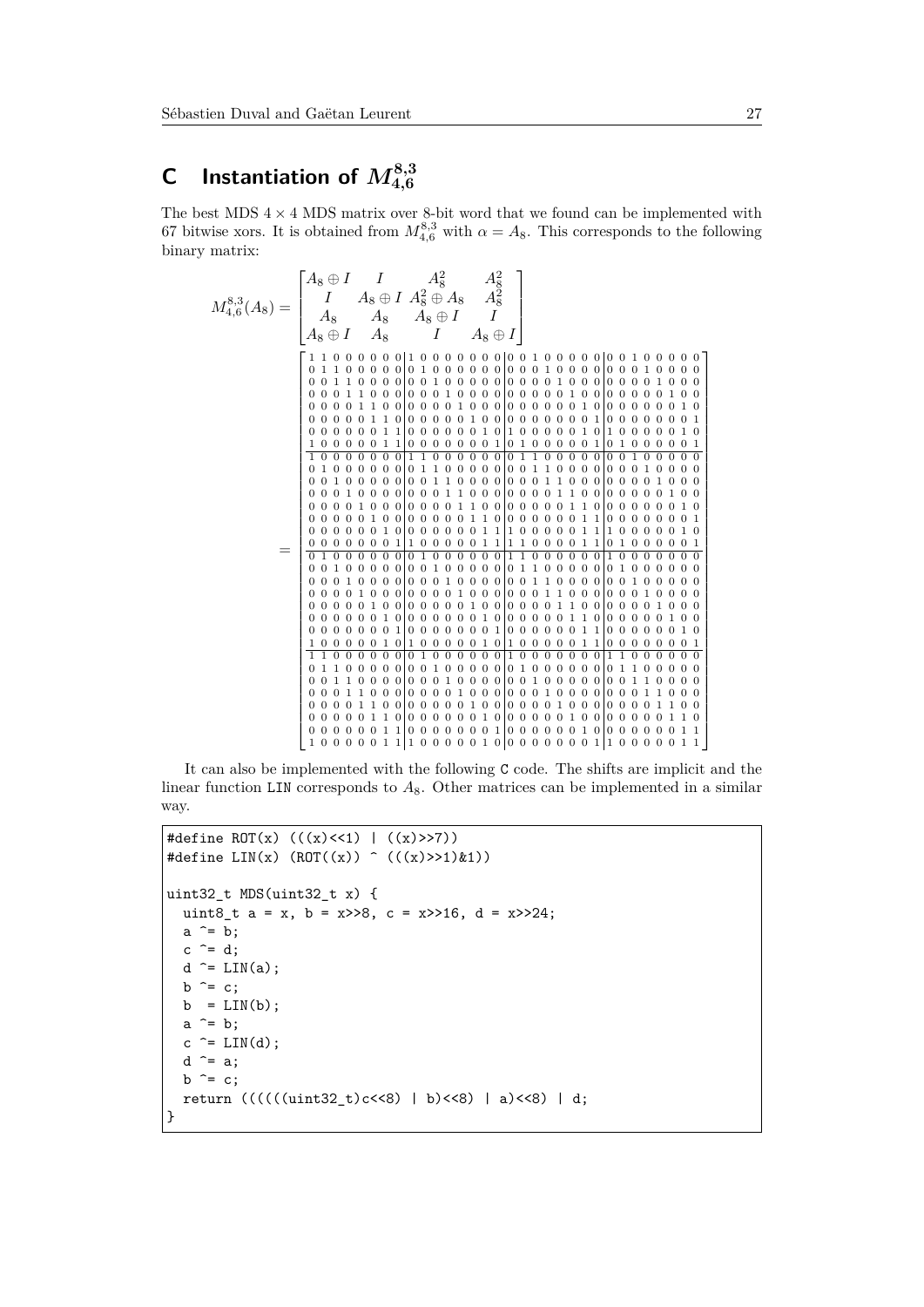# C Instantiation of $M_{4,6}^{8,3}$

The best MDS $4 \times 4$ MDS matrix over 8-bit word that we found can be implemented with 67 bitwise xors. It is obtained from $M_{4,6}^{8,3}$ with $\alpha = A_8$. This corresponds to the following binary matrix:

$$
M_{4,6}^{8,3}(A_8) = \begin{bmatrix} A_8 \oplus I & I & A_8^2 & A_8^2 \\ I & A_8 \oplus I & A_8^2 \oplus A_8 & A_8^2 \\ A_8 & A_8 & A_8 \oplus I & I \\ A_8 \oplus I & A_8 & I & A_8 \oplus I \end{bmatrix}
$$

$$
= \left[\begin{array}{cccccccc|cccccccc|cccccccc|cccccccc}
1&1&0&0&0&0&0&0&1&0&0&0&0&0&0&0&0&0&1&0&0&0&0&0&0&0&1&0&0&0&0&0\\
0&1&1&0&0&0&0&0&0&1&0&0&0&0&0&0&0&0&0&1&0&0&0&0&0&0&0&1&0&0&0&0\\
0&0&1&1&0&0&0&0&0&0&1&0&0&0&0&0&0&0&0&0&1&0&0&0&0&0&0&0&1&0&0&0\\
0&0&0&1&1&0&0&0&0&0&0&1&0&0&0&0&0&0&0&0&0&1&0&0&0&0&0&0&0&1&0&0\\
0&0&0&0&1&1&0&0&0&0&0&0&1&0&0&0&0&0&0&0&0&0&1&0&0&0&0&0&0&0&1&0\\
0&0&0&0&0&1&1&0&0&0&0&0&0&1&0&0&0&0&0&0&0&0&0&1&0&0&0&0&0&0&0&1\\
0&0&0&0&0&0&1&1&0&0&0&0&0&0&1&0&1&0&0&0&0&0&1&0&1&0&0&0&0&0&1&0\\
1&0&0&0&0&0&1&1&0&0&0&0&0&0&0&1&0&1&0&0&0&0&0&1&0&1&0&0&0&0&0&1\\
\hline
1&0&0&0&0&0&0&0&1&1&0&0&0&0&0&0&0&1&1&0&0&0&0&0&0&0&1&0&0&0&0&0\\
0&1&0&0&0&0&0&0&0&1&1&0&0&0&0&0&0&0&1&1&0&0&0&0&0&0&0&1&0&0&0&0\\
0&0&1&0&0&0&0&0&0&0&1&1&0&0&0&0&0&0&0&1&1&0&0&0&0&0&0&0&1&0&0&0\\
0&0&0&1&0&0&0&0&0&0&0&1&1&0&0&0&0&0&0&0&1&1&0&0&0&0&0&0&0&1&0&0\\
0&0&0&0&1&0&0&0&0&0&0&0&1&1&0&0&0&0&0&0&0&1&1&0&0&0&0&0&0&0&1&0\\
0&0&0&0&0&1&0&0&0&0&0&0&0&1&1&0&0&0&0&0&0&0&1&1&0&0&0&0&0&0&0&1\\
0&0&0&0&0&0&1&0&0&0&0&0&0&0&1&1&1&0&0&0&0&0&1&1&1&0&0&0&0&0&1&0\\
0&0&0&0&0&0&0&1&1&0&0&0&0&0&1&1&1&1&0&0&0&0&1&1&0&1&0&0&0&0&0&1\\
\hline
0&1&0&0&0&0&0&0&0&1&0&0&0&0&0&0&1&1&0&0&0&0&0&0&1&0&0&0&0&0&0&0\\
0&0&1&0&0&0&0&0&0&0&1&0&0&0&0&0&0&1&1&0&0&0&0&0&0&1&0&0&0&0&0&0\\
0&0&0&1&0&0&0&0&0&0&0&1&0&0&0&0&0&0&1&1&0&0&0&0&0&0&1&0&0&0&0&0\\
0&0&0&0&1&0&0&0&0&0&0&0&1&0&0&0&0&0&0&1&1&0&0&0&0&0&0&1&0&0&0&0\\
0&0&0&0&0&1&0&0&0&0&0&0&0&1&0&0&0&0&0&0&1&1&0&0&0&0&0&0&1&0&0&0\\
0&0&0&0&0&0&1&0&0&0&0&0&0&0&1&0&0&0&0&0&0&1&1&0&0&0&0&0&0&1&0&0\\
0&0&0&0&0&0&0&1&0&0&0&0&0&0&0&1&0&0&0&0&0&0&1&1&0&0&0&0&0&0&1&0\\
1&0&0&0&0&0&1&0&1&0&0&0&0&0&1&0&1&0&0&0&0&0&1&1&0&0&0&0&0&0&0&1\\
\hline
1&1&0&0&0&0&0&0&0&1&0&0&0&0&0&0&1&0&0&0&0&0&0&0&1&1&0&0&0&0&0&0\\
0&1&1&0&0&0&0&0&0&0&1&0&0&0&0&0&0&1&0&0&0&0&0&0&0&1&1&0&0&0&0&0\\
0&0&1&1&0&0&0&0&0&0&0&1&0&0&0&0&0&0&1&0&0&0&0&0&0&0&1&1&0&0&0&0\\
0&0&0&1&1&0&0&0&0&0&0&0&1&0&0&0&0&0&0&1&0&0&0&0&0&0&0&1&1&0&0&0\\
0&0&0&0&1&1&0&0&0&0&0&0&0&1&0&0&0&0&0&0&1&0&0&0&0&0&0&0&1&1&0&0\\
0&0&0&0&0&1&1&0&0&0&0&0&0&0&1&0&0&0&0&0&0&1&0&0&0&0&0&0&0&1&1&0\\
0&0&0&0&0&0&1&1&0&0&0&0&0&0&0&1&0&0&0&0&0&0&1&0&0&0&0&0&0&0&1&1\\
1&0&0&0&0&0&1&1&1&0&0&0&0&0&1&0&0&0&0&0&0&0&0&1&1&0&0&0&0&0&1&1
\end{array}\right]
$$

It can also be implemented with the following C code. The shifts are implicit and the linear function LIN corresponds to $A_8$. Other matrices can be implemented in a similar way.

```
#define ROT(x) (((x)<<1) | ((x)>>7))
#define LIN(x) (ROT((x)) ^ (((x)>>1)&1))

uint32_t MDS(uint32_t x) {
  uint8_t a = x, b = x>>8, c = x>>16, d = x>>24;
  a ^= b;
  c ^= d;
  d ^= LIN(a);
  b ^= c;
  b  = LIN(b);
  a ^= b;
  c ^= LIN(d);
  d ^= a;
  b ^= c;
  return ((((((uint32_t)c<<8) | b)<<8) | a)<<8) | d;
}
```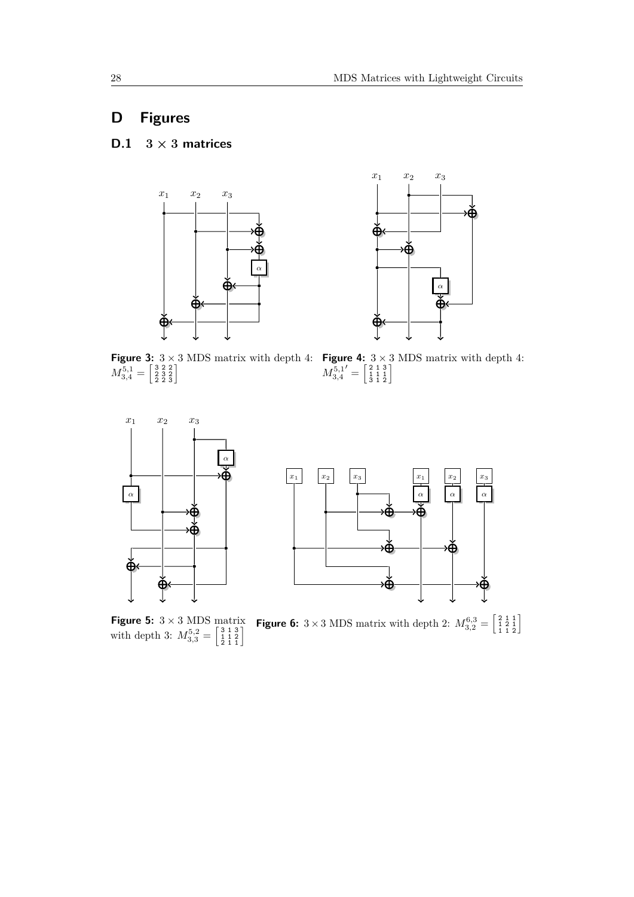## D Figures

### D.1 $3 \times 3$ matrices

**Figure 3:** $3 \times 3$ MDS matrix with depth 4: $M_{3,4}^{5,1} = \begin{bmatrix} 3 & 2 & 2 \\ 2 & 3 & 2 \\ 2 & 2 & 3 \end{bmatrix}$

**Figure 4:** $3 \times 3$ MDS matrix with depth 4: $M_{3,4}^{5,1\prime} = \begin{bmatrix} 2 & 1 & 3 \\ 1 & 1 & 1 \\ 3 & 1 & 2 \end{bmatrix}$

**Figure 5:** $3 \times 3$ MDS matrix with depth 3: $M_{3,3}^{5,2} = \begin{bmatrix} 3 & 1 & 3 \\ 1 & 1 & 2 \\ 2 & 1 & 1 \end{bmatrix}$

**Figure 6:** $3 \times 3$ MDS matrix with depth 2: $M_{3,2}^{6,3} = \begin{bmatrix} 2 & 1 & 1 \\ 1 & 2 & 1 \\ 1 & 1 & 2 \end{bmatrix}$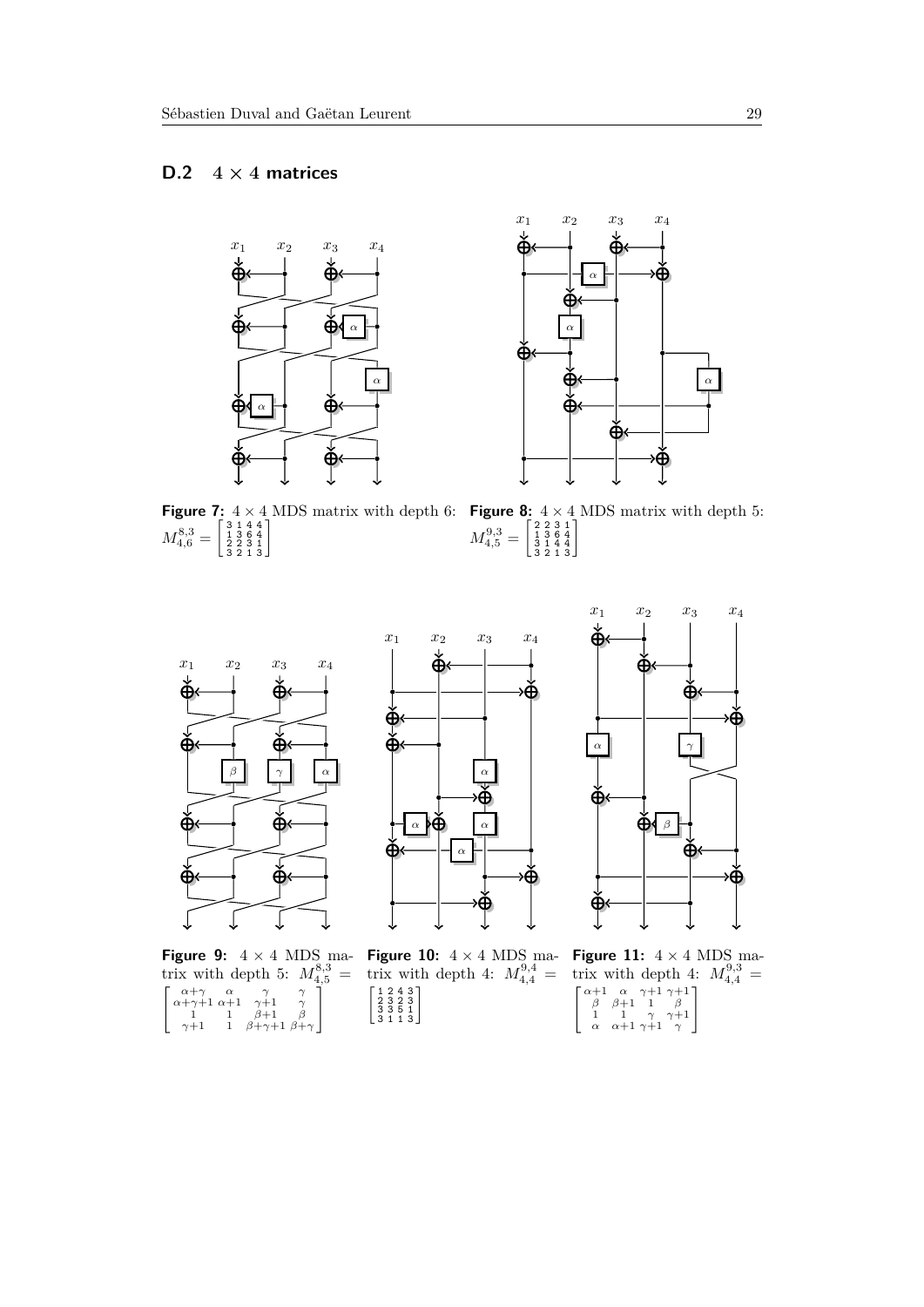### D.2 $4 \times 4$ matrices

**Figure 7:** $4 \times 4$ MDS matrix with depth 6: $M_{4,6}^{8,3} = \begin{bmatrix} 3 & 1 & 4 & 4 \\ 1 & 3 & 6 & 4 \\ 2 & 2 & 3 & 1 \\ 3 & 2 & 1 & 3 \end{bmatrix}$

**Figure 8:** $4 \times 4$ MDS matrix with depth 5: $M_{4,5}^{9,3} = \begin{bmatrix} 2 & 2 & 3 & 1 \\ 1 & 3 & 6 & 4 \\ 3 & 1 & 4 & 4 \\ 3 & 2 & 1 & 3 \end{bmatrix}$

**Figure 9:** $4 \times 4$ MDS matrix with depth 5: $M_{4,5}^{8,3} = \begin{bmatrix} \alpha+\gamma & \alpha & \gamma & \gamma \\ \alpha+\gamma+1 & \alpha+1 & \gamma+1 & \gamma \\ 1 & 1 & \beta+1 & \beta \\ \gamma+1 & 1 & \beta+\gamma+1 & \beta+\gamma \end{bmatrix}$

**Figure 10:** $4 \times 4$ MDS matrix with depth 4: $M_{4,4}^{9,4} = \begin{bmatrix} 1 & 2 & 4 & 3 \\ 2 & 3 & 2 & 3 \\ 3 & 3 & 5 & 1 \\ 3 & 1 & 1 & 3 \end{bmatrix}$

**Figure 11:** $4 \times 4$ MDS matrix with depth 4: $M_{4,4}^{9,3} = \begin{bmatrix} \alpha+1 & \alpha & \gamma+1 & \gamma+1 \\ \beta & \beta+1 & 1 & \beta \\ 1 & 1 & \gamma & \gamma+1 \\ \alpha & \alpha+1 & \gamma+1 & \gamma \end{bmatrix}$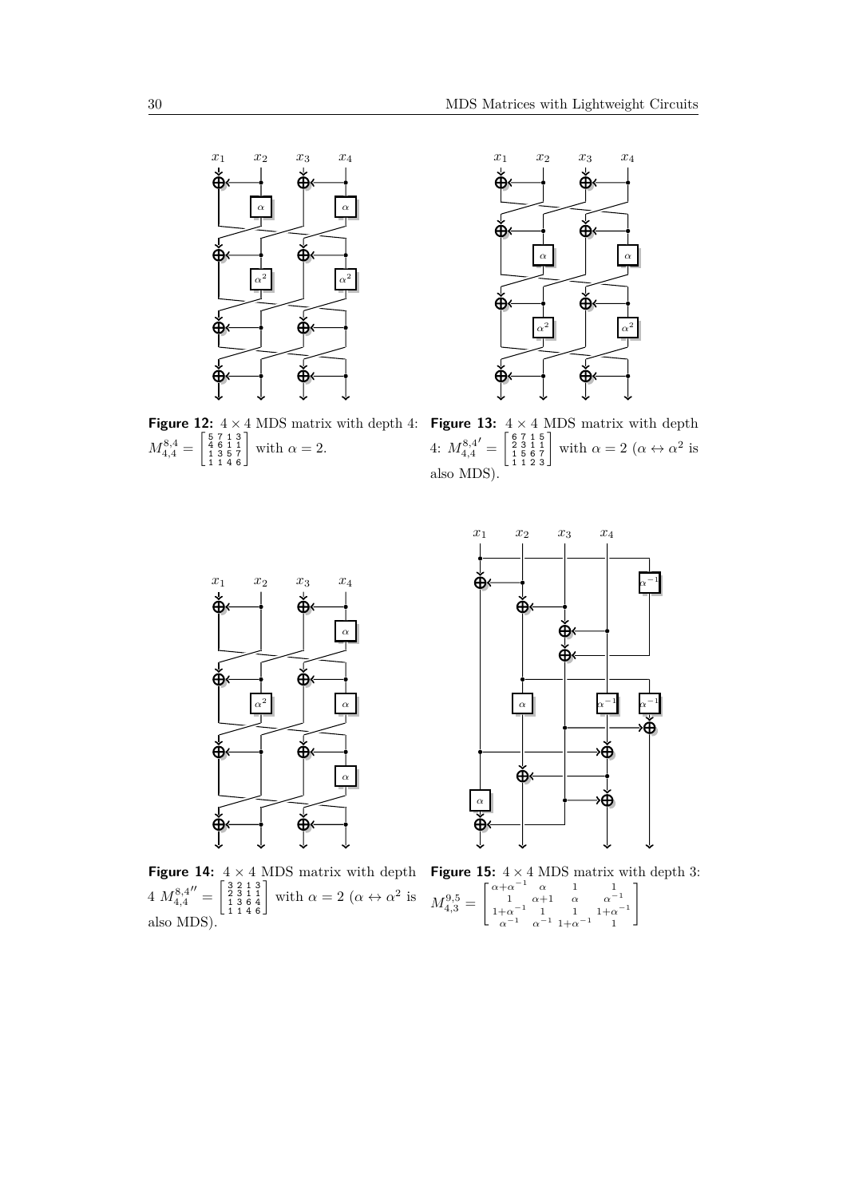$x_1$ $x_2$ $x_3$ $x_4$

$\alpha$ $\alpha$

$\alpha^2$ $\alpha^2$

**Figure 12:** $4 \times 4$ MDS matrix with depth 4: $M_{4,4}^{8,4} = \begin{bmatrix} 5 & 7 & 1 & 3 \\ 4 & 6 & 1 & 1 \\ 1 & 3 & 5 & 7 \\ 1 & 1 & 4 & 6 \end{bmatrix}$ with $\alpha = 2$.

$x_1$ $x_2$ $x_3$ $x_4$

$\alpha$ $\alpha$

$\alpha^2$ $\alpha^2$

**Figure 13:** $4 \times 4$ MDS matrix with depth 4: $M_{4,4}^{8,4}{}' = \begin{bmatrix} 6 & 7 & 1 & 5 \\ 2 & 3 & 1 & 1 \\ 1 & 5 & 6 & 7 \\ 1 & 1 & 2 & 3 \end{bmatrix}$ with $\alpha = 2$ ($\alpha \leftrightarrow \alpha^2$ is also MDS).

$x_1$ $x_2$ $x_3$ $x_4$

$\alpha$

$\alpha^2$ $\alpha$

$\alpha$

**Figure 14:** $4 \times 4$ MDS matrix with depth 4 $M_{4,4}^{8,4}{}'' = \begin{bmatrix} 3 & 2 & 1 & 3 \\ 2 & 3 & 1 & 1 \\ 1 & 3 & 6 & 4 \\ 1 & 1 & 4 & 6 \end{bmatrix}$ with $\alpha = 2$ ($\alpha \leftrightarrow \alpha^2$ is also MDS).

$x_1$ $x_2$ $x_3$ $x_4$

$\alpha^{-1}$

$\alpha$ $\alpha^{-1}$ $\alpha^{-1}$

$\alpha$

**Figure 15:** $4 \times 4$ MDS matrix with depth 3: $M_{4,3}^{9,5} = \begin{bmatrix} \alpha+\alpha^{-1} & \alpha & 1 & 1 \\ 1 & \alpha+1 & \alpha & \alpha^{-1} \\ 1+\alpha^{-1} & 1 & 1 & 1+\alpha^{-1} \\ \alpha^{-1} & \alpha^{-1} & 1+\alpha^{-1} & 1 \end{bmatrix}$